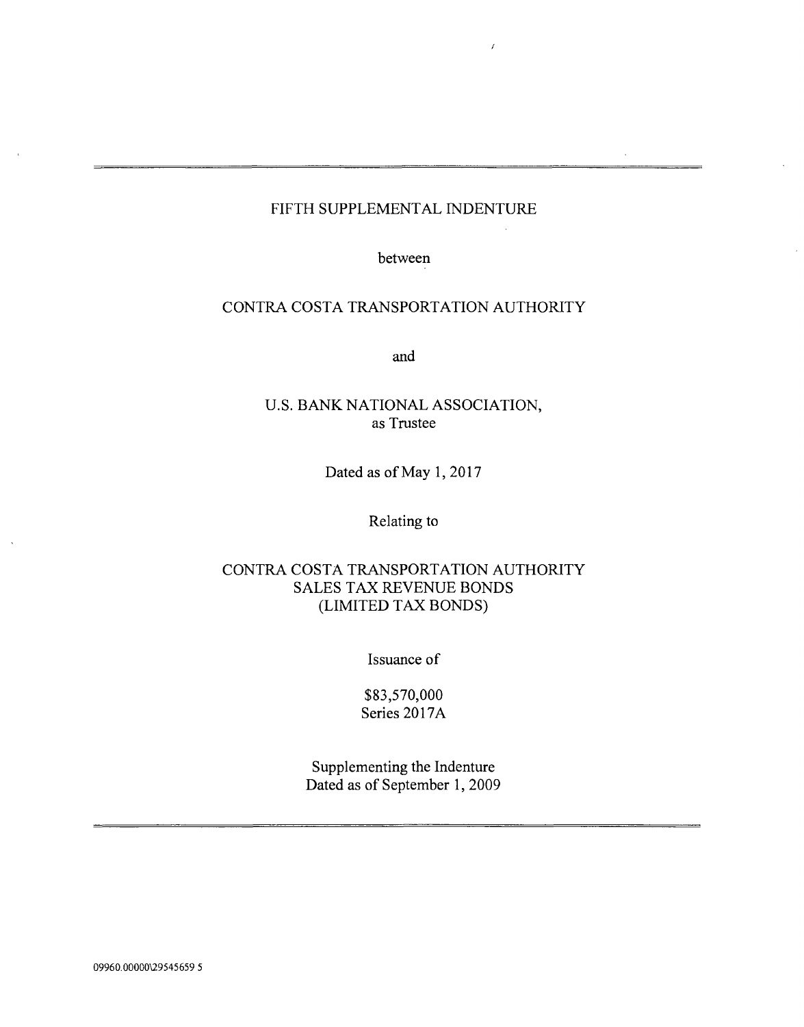# FIFTH SUPPLEMENTAL INDENTURE

between

CONTRA COSTA TRANSPORTATION AUTHORITY

and

U.S. BANK NATIONAL ASSOCIATION,
as Trustee

Dated as of May 1, 2017

Relating to

CONTRA COSTA TRANSPORTATION AUTHORITY
SALES TAX REVENUE BONDS
(LIMITED TAX BONDS)

Issuance of

$83,570,000
Series 2017A

Supplementing the Indenture
Dated as of September 1, 2009

09960.00000\29545659 5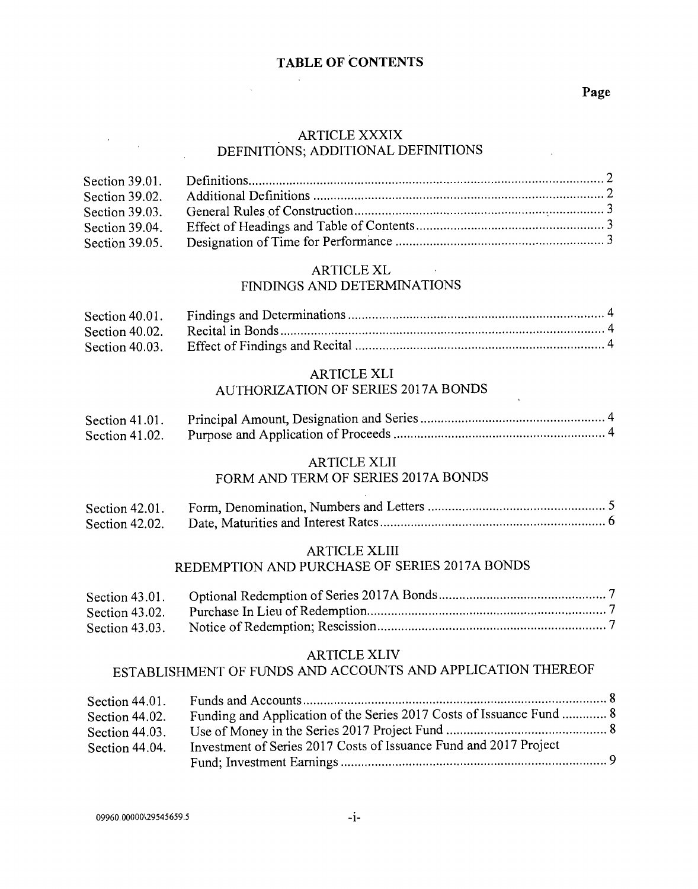# TABLE OF CONTENTS

| | | Page |
|---|---|---|
| | **ARTICLE XXXIX**<br>**DEFINITIONS; ADDITIONAL DEFINITIONS** | |
| Section 39.01. | Definitions | 2 |
| Section 39.02. | Additional Definitions | 2 |
| Section 39.03. | General Rules of Construction | 3 |
| Section 39.04. | Effect of Headings and Table of Contents | 3 |
| Section 39.05. | Designation of Time for Performance | 3 |
| | **ARTICLE XL**<br>**FINDINGS AND DETERMINATIONS** | |
| Section 40.01. | Findings and Determinations | 4 |
| Section 40.02. | Recital in Bonds | 4 |
| Section 40.03. | Effect of Findings and Recital | 4 |
| | **ARTICLE XLI**<br>**AUTHORIZATION OF SERIES 2017A BONDS** | |
| Section 41.01. | Principal Amount, Designation and Series | 4 |
| Section 41.02. | Purpose and Application of Proceeds | 4 |
| | **ARTICLE XLII**<br>**FORM AND TERM OF SERIES 2017A BONDS** | |
| Section 42.01. | Form, Denomination, Numbers and Letters | 5 |
| Section 42.02. | Date, Maturities and Interest Rates | 6 |
| | **ARTICLE XLIII**<br>**REDEMPTION AND PURCHASE OF SERIES 2017A BONDS** | |
| Section 43.01. | Optional Redemption of Series 2017A Bonds | 7 |
| Section 43.02. | Purchase In Lieu of Redemption | 7 |
| Section 43.03. | Notice of Redemption; Rescission | 7 |
| | **ARTICLE XLIV**<br>**ESTABLISHMENT OF FUNDS AND ACCOUNTS AND APPLICATION THEREOF** | |
| Section 44.01. | Funds and Accounts | 8 |
| Section 44.02. | Funding and Application of the Series 2017 Costs of Issuance Fund | 8 |
| Section 44.03. | Use of Money in the Series 2017 Project Fund | 8 |
| Section 44.04. | Investment of Series 2017 Costs of Issuance Fund and 2017 Project Fund; Investment Earnings | 9 |

09960.00000\29545659.5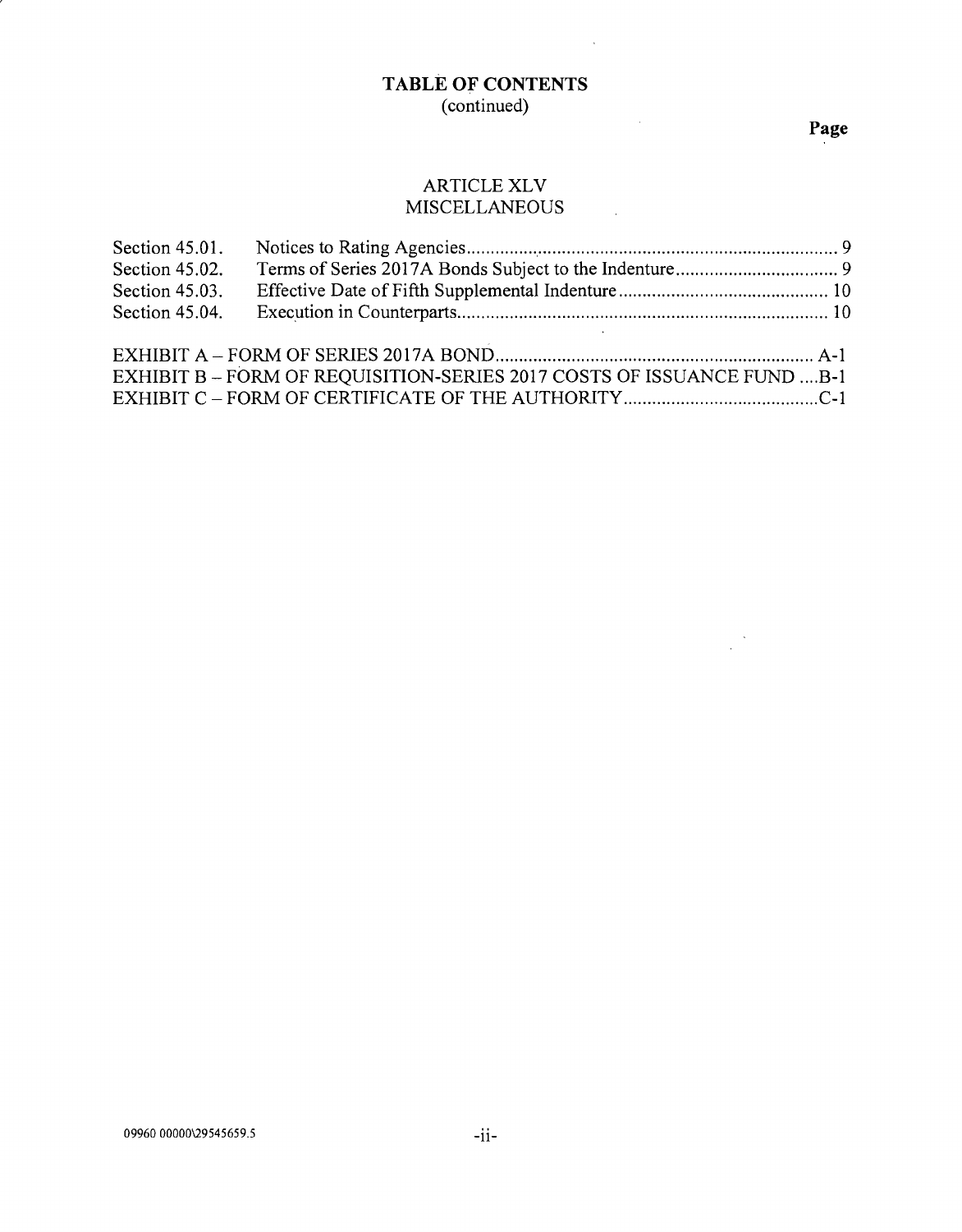## TABLE OF CONTENTS
(continued)

| | | Page |
|---|---|---|
| | **ARTICLE XLV** | |
| | **MISCELLANEOUS** | |
| Section 45.01. | Notices to Rating Agencies | 9 |
| Section 45.02. | Terms of Series 2017A Bonds Subject to the Indenture | 9 |
| Section 45.03. | Effective Date of Fifth Supplemental Indenture | 10 |
| Section 45.04. | Execution in Counterparts | 10 |

| | |
|---|---|
| EXHIBIT A – FORM OF SERIES 2017A BOND | A-1 |
| EXHIBIT B – FORM OF REQUISITION-SERIES 2017 COSTS OF ISSUANCE FUND | B-1 |
| EXHIBIT C – FORM OF CERTIFICATE OF THE AUTHORITY | C-1 |

09960 00000\29545659.5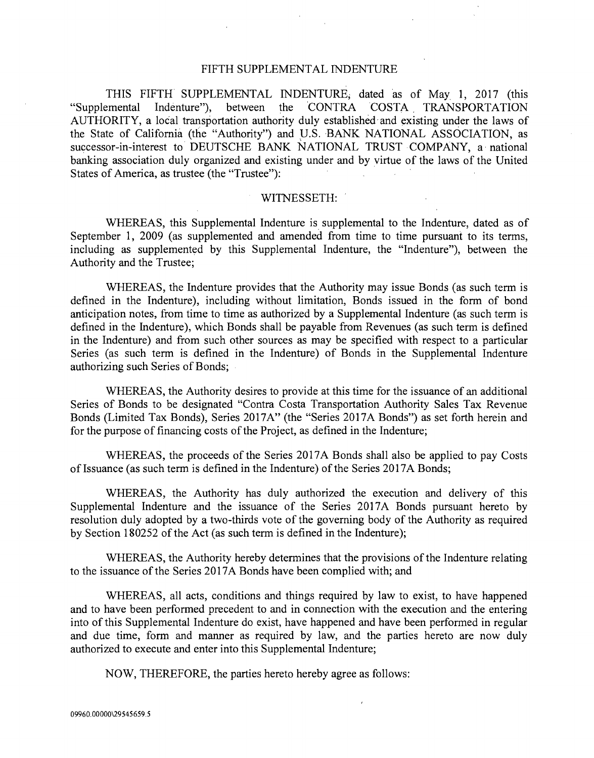# FIFTH SUPPLEMENTAL INDENTURE

THIS FIFTH SUPPLEMENTAL INDENTURE, dated as of May 1, 2017 (this "Supplemental Indenture"), between the CONTRA COSTA TRANSPORTATION AUTHORITY, a local transportation authority duly established and existing under the laws of the State of California (the "Authority") and U.S. BANK NATIONAL ASSOCIATION, as successor-in-interest to DEUTSCHE BANK NATIONAL TRUST COMPANY, a national banking association duly organized and existing under and by virtue of the laws of the United States of America, as trustee (the "Trustee"):

## WITNESSETH:

WHEREAS, this Supplemental Indenture is supplemental to the Indenture, dated as of September 1, 2009 (as supplemented and amended from time to time pursuant to its terms, including as supplemented by this Supplemental Indenture, the "Indenture"), between the Authority and the Trustee;

WHEREAS, the Indenture provides that the Authority may issue Bonds (as such term is defined in the Indenture), including without limitation, Bonds issued in the form of bond anticipation notes, from time to time as authorized by a Supplemental Indenture (as such term is defined in the Indenture), which Bonds shall be payable from Revenues (as such term is defined in the Indenture) and from such other sources as may be specified with respect to a particular Series (as such term is defined in the Indenture) of Bonds in the Supplemental Indenture authorizing such Series of Bonds;

WHEREAS, the Authority desires to provide at this time for the issuance of an additional Series of Bonds to be designated "Contra Costa Transportation Authority Sales Tax Revenue Bonds (Limited Tax Bonds), Series 2017A" (the "Series 2017A Bonds") as set forth herein and for the purpose of financing costs of the Project, as defined in the Indenture;

WHEREAS, the proceeds of the Series 2017A Bonds shall also be applied to pay Costs of Issuance (as such term is defined in the Indenture) of the Series 2017A Bonds;

WHEREAS, the Authority has duly authorized the execution and delivery of this Supplemental Indenture and the issuance of the Series 2017A Bonds pursuant hereto by resolution duly adopted by a two-thirds vote of the governing body of the Authority as required by Section 180252 of the Act (as such term is defined in the Indenture);

WHEREAS, the Authority hereby determines that the provisions of the Indenture relating to the issuance of the Series 2017A Bonds have been complied with; and

WHEREAS, all acts, conditions and things required by law to exist, to have happened and to have been performed precedent to and in connection with the execution and the entering into of this Supplemental Indenture do exist, have happened and have been performed in regular and due time, form and manner as required by law, and the parties hereto are now duly authorized to execute and enter into this Supplemental Indenture;

NOW, THEREFORE, the parties hereto hereby agree as follows:

09960.00000\29545659.5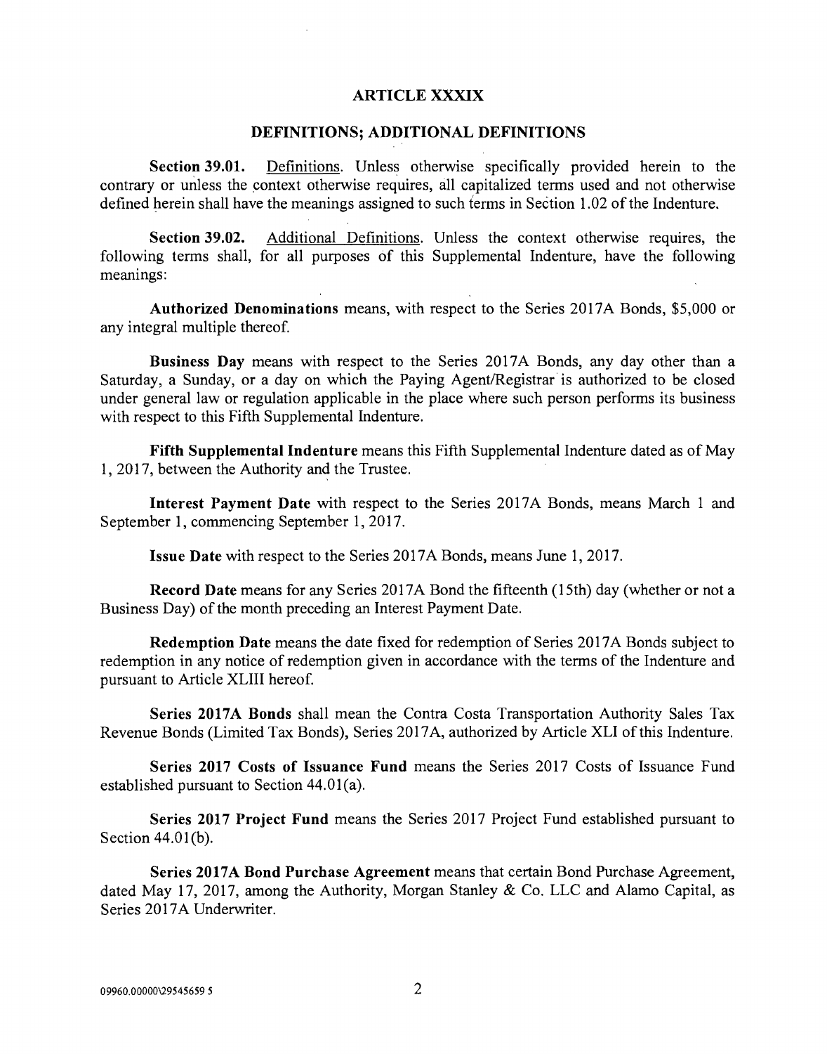## ARTICLE XXXIX

## DEFINITIONS; ADDITIONAL DEFINITIONS

**Section 39.01.** Definitions. Unless otherwise specifically provided herein to the contrary or unless the context otherwise requires, all capitalized terms used and not otherwise defined herein shall have the meanings assigned to such terms in Section 1.02 of the Indenture.

**Section 39.02.** Additional Definitions. Unless the context otherwise requires, the following terms shall, for all purposes of this Supplemental Indenture, have the following meanings:

**Authorized Denominations** means, with respect to the Series 2017A Bonds, $5,000 or any integral multiple thereof.

**Business Day** means with respect to the Series 2017A Bonds, any day other than a Saturday, a Sunday, or a day on which the Paying Agent/Registrar is authorized to be closed under general law or regulation applicable in the place where such person performs its business with respect to this Fifth Supplemental Indenture.

**Fifth Supplemental Indenture** means this Fifth Supplemental Indenture dated as of May 1, 2017, between the Authority and the Trustee.

**Interest Payment Date** with respect to the Series 2017A Bonds, means March 1 and September 1, commencing September 1, 2017.

**Issue Date** with respect to the Series 2017A Bonds, means June 1, 2017.

**Record Date** means for any Series 2017A Bond the fifteenth (15th) day (whether or not a Business Day) of the month preceding an Interest Payment Date.

**Redemption Date** means the date fixed for redemption of Series 2017A Bonds subject to redemption in any notice of redemption given in accordance with the terms of the Indenture and pursuant to Article XLIII hereof.

**Series 2017A Bonds** shall mean the Contra Costa Transportation Authority Sales Tax Revenue Bonds (Limited Tax Bonds), Series 2017A, authorized by Article XLI of this Indenture.

**Series 2017 Costs of Issuance Fund** means the Series 2017 Costs of Issuance Fund established pursuant to Section 44.01(a).

**Series 2017 Project Fund** means the Series 2017 Project Fund established pursuant to Section 44.01(b).

**Series 2017A Bond Purchase Agreement** means that certain Bond Purchase Agreement, dated May 17, 2017, among the Authority, Morgan Stanley & Co. LLC and Alamo Capital, as Series 2017A Underwriter.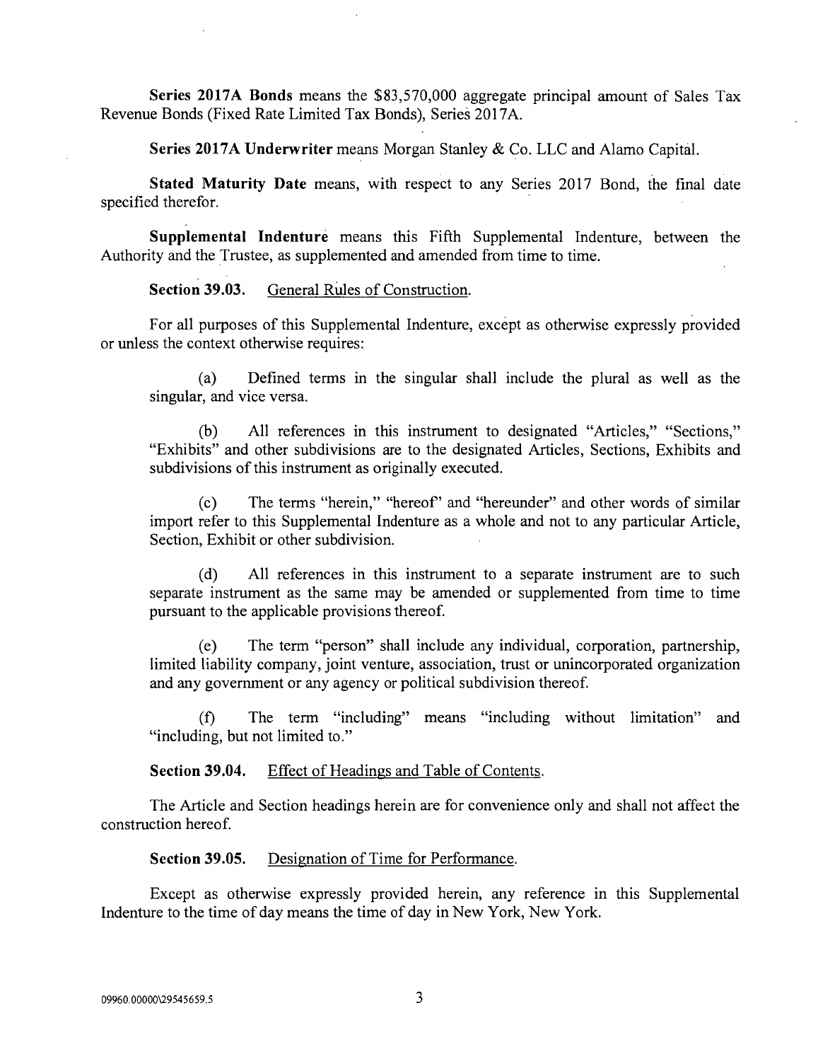**Series 2017A Bonds** means the $83,570,000 aggregate principal amount of Sales Tax Revenue Bonds (Fixed Rate Limited Tax Bonds), Series 2017A.

**Series 2017A Underwriter** means Morgan Stanley & Co. LLC and Alamo Capital.

**Stated Maturity Date** means, with respect to any Series 2017 Bond, the final date specified therefor.

**Supplemental Indenture** means this Fifth Supplemental Indenture, between the Authority and the Trustee, as supplemented and amended from time to time.

**Section 39.03.** General Rules of Construction.

For all purposes of this Supplemental Indenture, except as otherwise expressly provided or unless the context otherwise requires:

(a) Defined terms in the singular shall include the plural as well as the singular, and vice versa.

(b) All references in this instrument to designated "Articles," "Sections," "Exhibits" and other subdivisions are to the designated Articles, Sections, Exhibits and subdivisions of this instrument as originally executed.

(c) The terms "herein," "hereof" and "hereunder" and other words of similar import refer to this Supplemental Indenture as a whole and not to any particular Article, Section, Exhibit or other subdivision.

(d) All references in this instrument to a separate instrument are to such separate instrument as the same may be amended or supplemented from time to time pursuant to the applicable provisions thereof.

(e) The term "person" shall include any individual, corporation, partnership, limited liability company, joint venture, association, trust or unincorporated organization and any government or any agency or political subdivision thereof.

(f) The term "including" means "including without limitation" and "including, but not limited to."

**Section 39.04.** Effect of Headings and Table of Contents.

The Article and Section headings herein are for convenience only and shall not affect the construction hereof.

**Section 39.05.** Designation of Time for Performance.

Except as otherwise expressly provided herein, any reference in this Supplemental Indenture to the time of day means the time of day in New York, New York.

09960.00000\29545659.5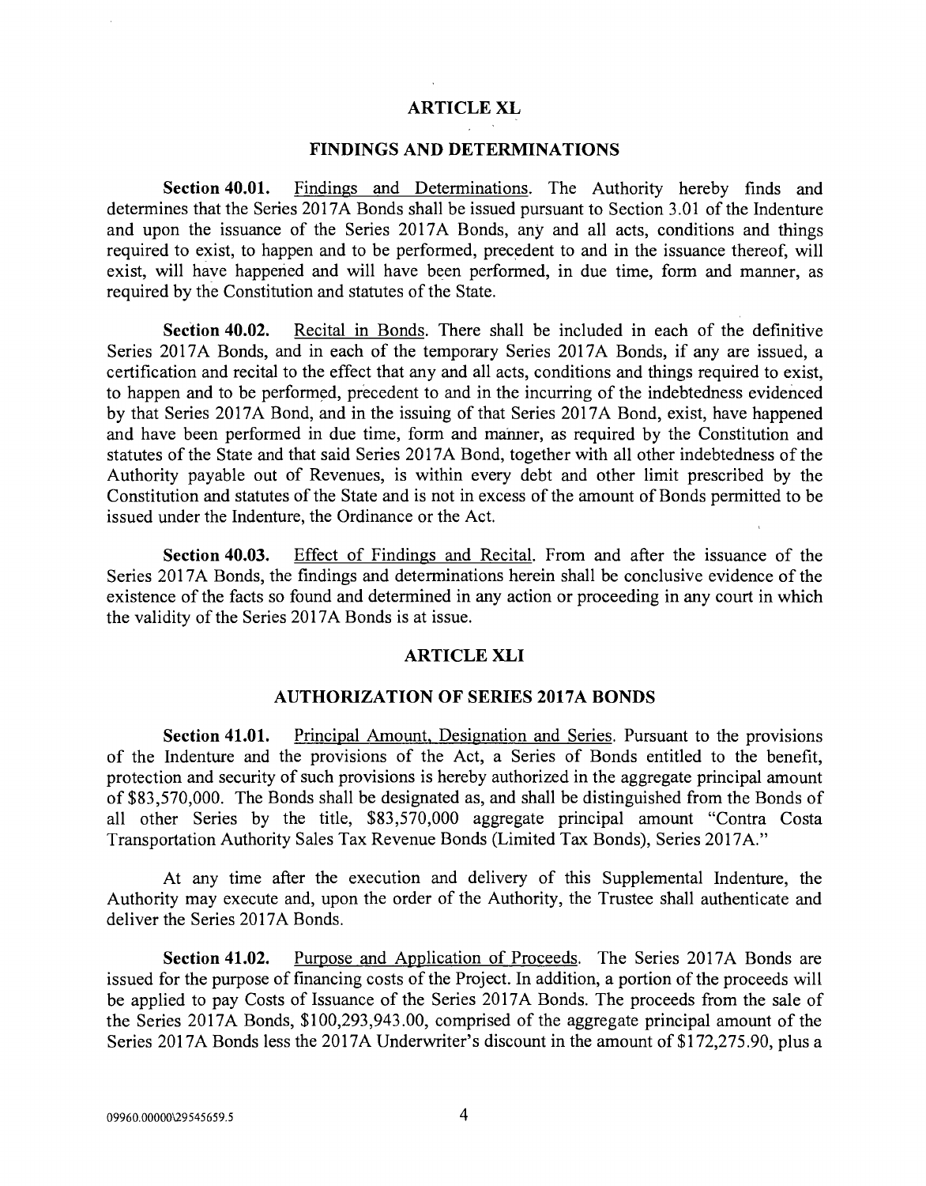## ARTICLE XL

## FINDINGS AND DETERMINATIONS

**Section 40.01.** Findings and Determinations. The Authority hereby finds and determines that the Series 2017A Bonds shall be issued pursuant to Section 3.01 of the Indenture and upon the issuance of the Series 2017A Bonds, any and all acts, conditions and things required to exist, to happen and to be performed, precedent to and in the issuance thereof, will exist, will have happened and will have been performed, in due time, form and manner, as required by the Constitution and statutes of the State.

**Section 40.02.** Recital in Bonds. There shall be included in each of the definitive Series 2017A Bonds, and in each of the temporary Series 2017A Bonds, if any are issued, a certification and recital to the effect that any and all acts, conditions and things required to exist, to happen and to be performed, precedent to and in the incurring of the indebtedness evidenced by that Series 2017A Bond, and in the issuing of that Series 2017A Bond, exist, have happened and have been performed in due time, form and manner, as required by the Constitution and statutes of the State and that said Series 2017A Bond, together with all other indebtedness of the Authority payable out of Revenues, is within every debt and other limit prescribed by the Constitution and statutes of the State and is not in excess of the amount of Bonds permitted to be issued under the Indenture, the Ordinance or the Act.

**Section 40.03.** Effect of Findings and Recital. From and after the issuance of the Series 2017A Bonds, the findings and determinations herein shall be conclusive evidence of the existence of the facts so found and determined in any action or proceeding in any court in which the validity of the Series 2017A Bonds is at issue.

## ARTICLE XLI

## AUTHORIZATION OF SERIES 2017A BONDS

**Section 41.01.** Principal Amount, Designation and Series. Pursuant to the provisions of the Indenture and the provisions of the Act, a Series of Bonds entitled to the benefit, protection and security of such provisions is hereby authorized in the aggregate principal amount of $83,570,000. The Bonds shall be designated as, and shall be distinguished from the Bonds of all other Series by the title, $83,570,000 aggregate principal amount "Contra Costa Transportation Authority Sales Tax Revenue Bonds (Limited Tax Bonds), Series 2017A."

At any time after the execution and delivery of this Supplemental Indenture, the Authority may execute and, upon the order of the Authority, the Trustee shall authenticate and deliver the Series 2017A Bonds.

**Section 41.02.** Purpose and Application of Proceeds. The Series 2017A Bonds are issued for the purpose of financing costs of the Project. In addition, a portion of the proceeds will be applied to pay Costs of Issuance of the Series 2017A Bonds. The proceeds from the sale of the Series 2017A Bonds, $100,293,943.00, comprised of the aggregate principal amount of the Series 2017A Bonds less the 2017A Underwriter's discount in the amount of $172,275.90, plus a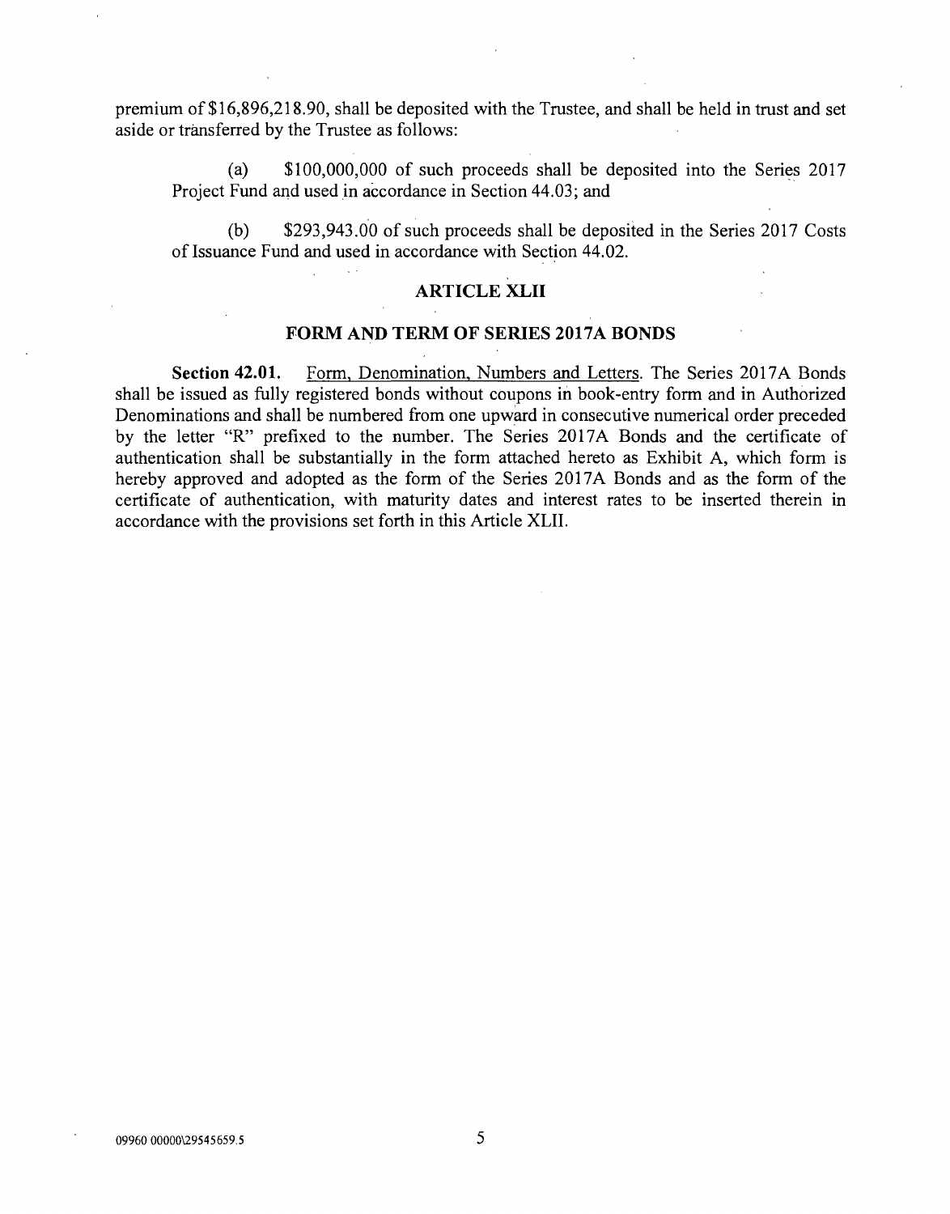premium of $16,896,218.90, shall be deposited with the Trustee, and shall be held in trust and set aside or transferred by the Trustee as follows:

(a) $100,000,000 of such proceeds shall be deposited into the Series 2017 Project Fund and used in accordance in Section 44.03; and

(b) $293,943.00 of such proceeds shall be deposited in the Series 2017 Costs of Issuance Fund and used in accordance with Section 44.02.

## ARTICLE XLII

## FORM AND TERM OF SERIES 2017A BONDS

**Section 42.01.** Form, Denomination, Numbers and Letters. The Series 2017A Bonds shall be issued as fully registered bonds without coupons in book-entry form and in Authorized Denominations and shall be numbered from one upward in consecutive numerical order preceded by the letter "R" prefixed to the number. The Series 2017A Bonds and the certificate of authentication shall be substantially in the form attached hereto as Exhibit A, which form is hereby approved and adopted as the form of the Series 2017A Bonds and as the form of the certificate of authentication, with maturity dates and interest rates to be inserted therein in accordance with the provisions set forth in this Article XLII.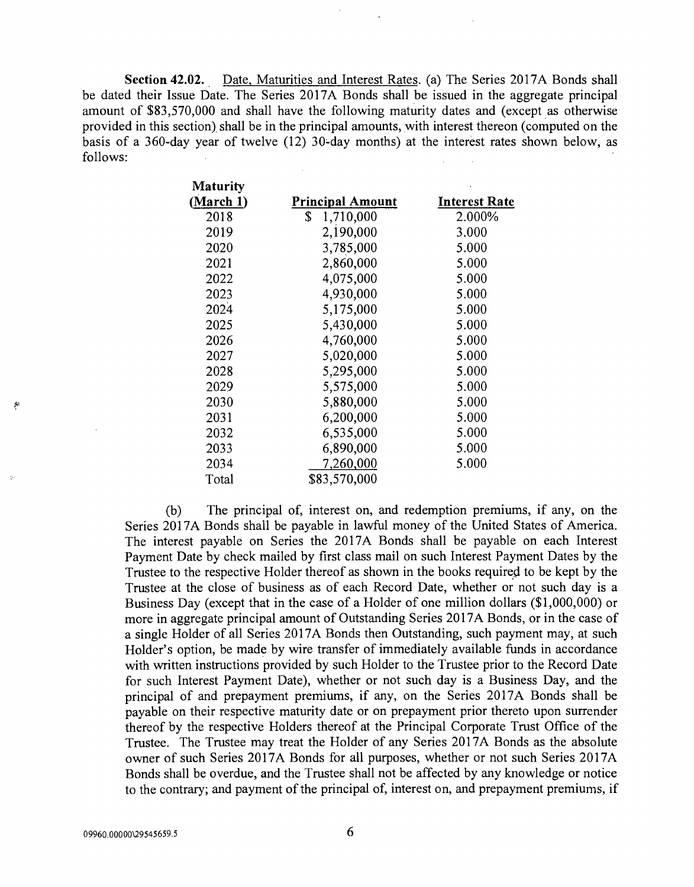**Section 42.02.** Date, Maturities and Interest Rates. (a) The Series 2017A Bonds shall be dated their Issue Date. The Series 2017A Bonds shall be issued in the aggregate principal amount of $83,570,000 and shall have the following maturity dates and (except as otherwise provided in this section) shall be in the principal amounts, with interest thereon (computed on the basis of a 360-day year of twelve (12) 30-day months) at the interest rates shown below, as follows:

| Maturity (March 1) | Principal Amount | Interest Rate |
|---|---|---|
| 2018 | $ 1,710,000 | 2.000% |
| 2019 | 2,190,000 | 3.000 |
| 2020 | 3,785,000 | 5.000 |
| 2021 | 2,860,000 | 5.000 |
| 2022 | 4,075,000 | 5.000 |
| 2023 | 4,930,000 | 5.000 |
| 2024 | 5,175,000 | 5.000 |
| 2025 | 5,430,000 | 5.000 |
| 2026 | 4,760,000 | 5.000 |
| 2027 | 5,020,000 | 5.000 |
| 2028 | 5,295,000 | 5.000 |
| 2029 | 5,575,000 | 5.000 |
| 2030 | 5,880,000 | 5.000 |
| 2031 | 6,200,000 | 5.000 |
| 2032 | 6,535,000 | 5.000 |
| 2033 | 6,890,000 | 5.000 |
| 2034 | 7,260,000 | 5.000 |
| Total | $83,570,000 | |

(b) The principal of, interest on, and redemption premiums, if any, on the Series 2017A Bonds shall be payable in lawful money of the United States of America. The interest payable on Series the 2017A Bonds shall be payable on each Interest Payment Date by check mailed by first class mail on such Interest Payment Dates by the Trustee to the respective Holder thereof as shown in the books required to be kept by the Trustee at the close of business as of each Record Date, whether or not such day is a Business Day (except that in the case of a Holder of one million dollars ($1,000,000) or more in aggregate principal amount of Outstanding Series 2017A Bonds, or in the case of a single Holder of all Series 2017A Bonds then Outstanding, such payment may, at such Holder's option, be made by wire transfer of immediately available funds in accordance with written instructions provided by such Holder to the Trustee prior to the Record Date for such Interest Payment Date), whether or not such day is a Business Day, and the principal of and prepayment premiums, if any, on the Series 2017A Bonds shall be payable on their respective maturity date or on prepayment prior thereto upon surrender thereof by the respective Holders thereof at the Principal Corporate Trust Office of the Trustee. The Trustee may treat the Holder of any Series 2017A Bonds as the absolute owner of such Series 2017A Bonds for all purposes, whether or not such Series 2017A Bonds shall be overdue, and the Trustee shall not be affected by any knowledge or notice to the contrary; and payment of the principal of, interest on, and prepayment premiums, if

09960.00000\29545659.5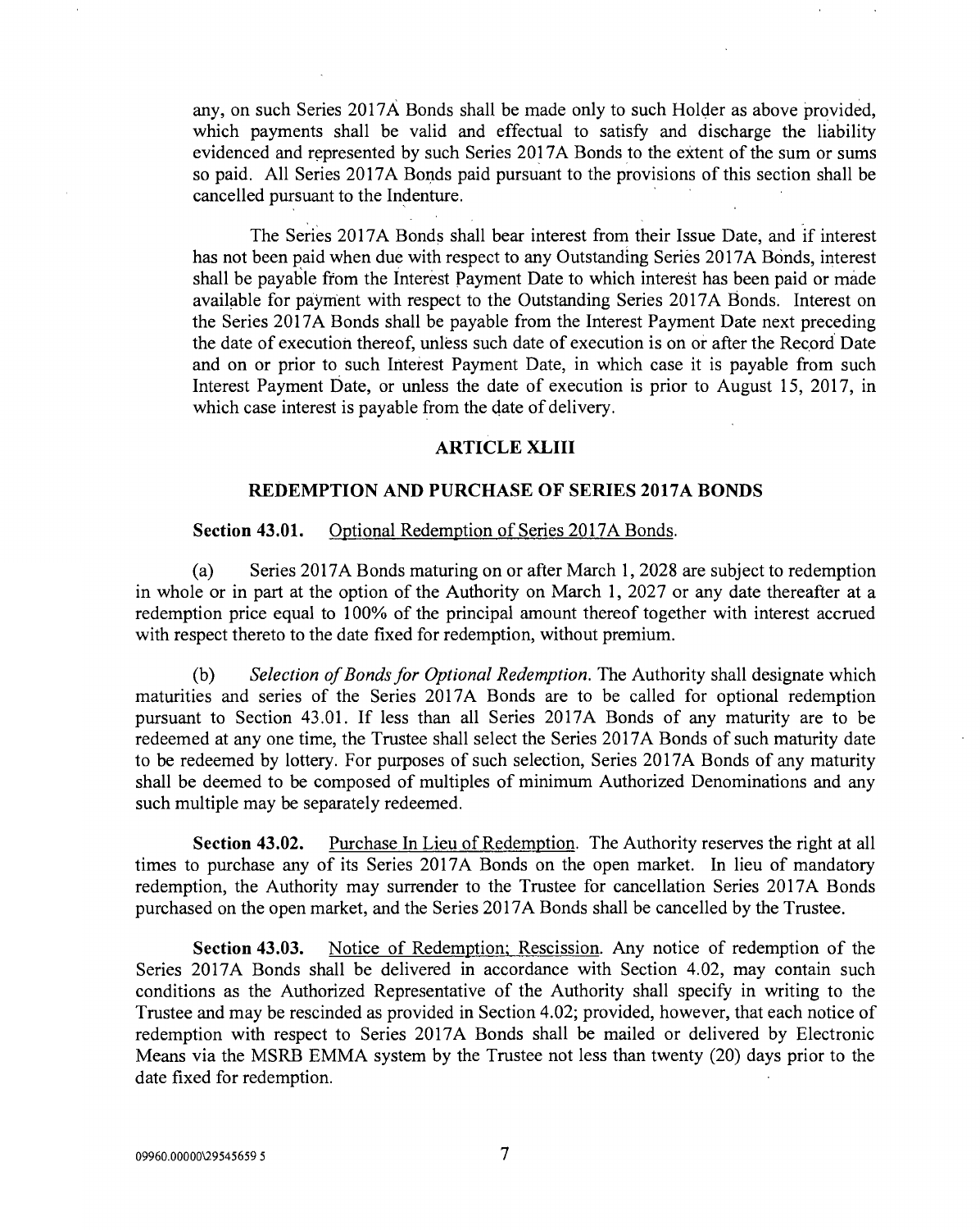any, on such Series 2017A Bonds shall be made only to such Holder as above provided, which payments shall be valid and effectual to satisfy and discharge the liability evidenced and represented by such Series 2017A Bonds to the extent of the sum or sums so paid. All Series 2017A Bonds paid pursuant to the provisions of this section shall be cancelled pursuant to the Indenture.

The Series 2017A Bonds shall bear interest from their Issue Date, and if interest has not been paid when due with respect to any Outstanding Series 2017A Bonds, interest shall be payable from the Interest Payment Date to which interest has been paid or made available for payment with respect to the Outstanding Series 2017A Bonds. Interest on the Series 2017A Bonds shall be payable from the Interest Payment Date next preceding the date of execution thereof, unless such date of execution is on or after the Record Date and on or prior to such Interest Payment Date, in which case it is payable from such Interest Payment Date, or unless the date of execution is prior to August 15, 2017, in which case interest is payable from the date of delivery.

## ARTICLE XLIII

## REDEMPTION AND PURCHASE OF SERIES 2017A BONDS

**Section 43.01.** Optional Redemption of Series 2017A Bonds.

(a) Series 2017A Bonds maturing on or after March 1, 2028 are subject to redemption in whole or in part at the option of the Authority on March 1, 2027 or any date thereafter at a redemption price equal to 100% of the principal amount thereof together with interest accrued with respect thereto to the date fixed for redemption, without premium.

(b) *Selection of Bonds for Optional Redemption.* The Authority shall designate which maturities and series of the Series 2017A Bonds are to be called for optional redemption pursuant to Section 43.01. If less than all Series 2017A Bonds of any maturity are to be redeemed at any one time, the Trustee shall select the Series 2017A Bonds of such maturity date to be redeemed by lottery. For purposes of such selection, Series 2017A Bonds of any maturity shall be deemed to be composed of multiples of minimum Authorized Denominations and any such multiple may be separately redeemed.

**Section 43.02.** Purchase In Lieu of Redemption. The Authority reserves the right at all times to purchase any of its Series 2017A Bonds on the open market. In lieu of mandatory redemption, the Authority may surrender to the Trustee for cancellation Series 2017A Bonds purchased on the open market, and the Series 2017A Bonds shall be cancelled by the Trustee.

**Section 43.03.** Notice of Redemption; Rescission. Any notice of redemption of the Series 2017A Bonds shall be delivered in accordance with Section 4.02, may contain such conditions as the Authorized Representative of the Authority shall specify in writing to the Trustee and may be rescinded as provided in Section 4.02; provided, however, that each notice of redemption with respect to Series 2017A Bonds shall be mailed or delivered by Electronic Means via the MSRB EMMA system by the Trustee not less than twenty (20) days prior to the date fixed for redemption.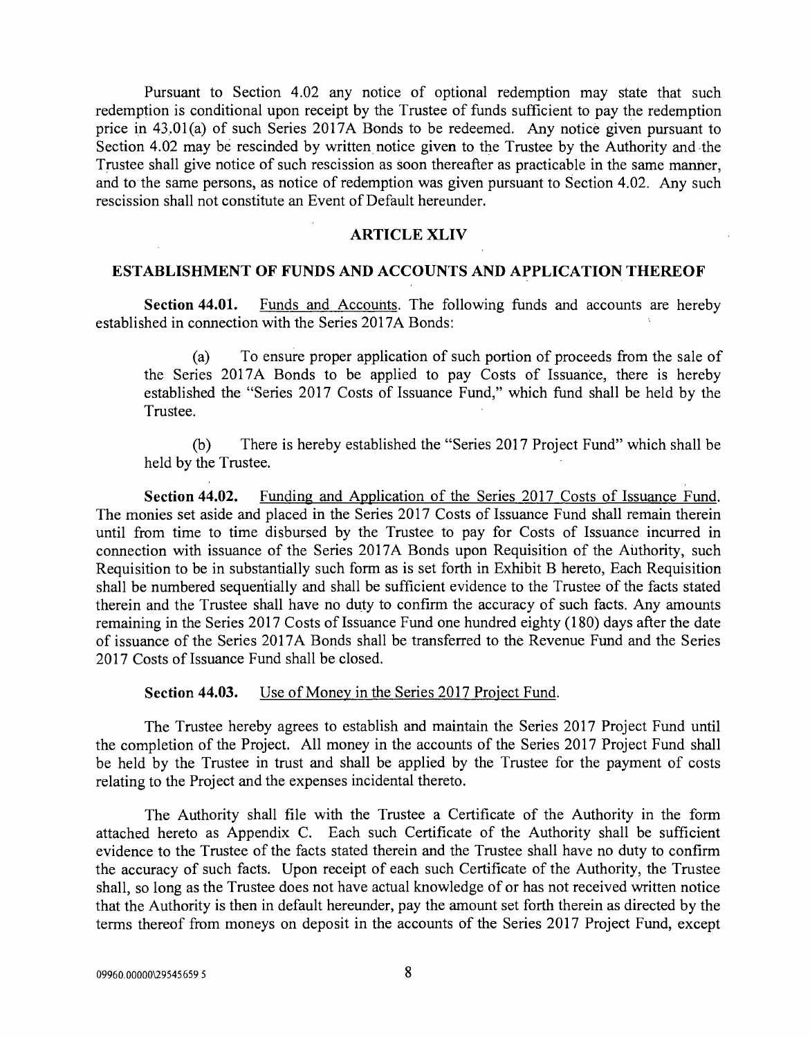Pursuant to Section 4.02 any notice of optional redemption may state that such redemption is conditional upon receipt by the Trustee of funds sufficient to pay the redemption price in 43.01(a) of such Series 2017A Bonds to be redeemed. Any notice given pursuant to Section 4.02 may be rescinded by written notice given to the Trustee by the Authority and the Trustee shall give notice of such rescission as soon thereafter as practicable in the same manner, and to the same persons, as notice of redemption was given pursuant to Section 4.02. Any such rescission shall not constitute an Event of Default hereunder.

## ARTICLE XLIV

## ESTABLISHMENT OF FUNDS AND ACCOUNTS AND APPLICATION THEREOF

**Section 44.01.** Funds and Accounts. The following funds and accounts are hereby established in connection with the Series 2017A Bonds:

(a) To ensure proper application of such portion of proceeds from the sale of the Series 2017A Bonds to be applied to pay Costs of Issuance, there is hereby established the "Series 2017 Costs of Issuance Fund," which fund shall be held by the Trustee.

(b) There is hereby established the "Series 2017 Project Fund" which shall be held by the Trustee.

**Section 44.02.** Funding and Application of the Series 2017 Costs of Issuance Fund. The monies set aside and placed in the Series 2017 Costs of Issuance Fund shall remain therein until from time to time disbursed by the Trustee to pay for Costs of Issuance incurred in connection with issuance of the Series 2017A Bonds upon Requisition of the Authority, such Requisition to be in substantially such form as is set forth in Exhibit B hereto, Each Requisition shall be numbered sequentially and shall be sufficient evidence to the Trustee of the facts stated therein and the Trustee shall have no duty to confirm the accuracy of such facts. Any amounts remaining in the Series 2017 Costs of Issuance Fund one hundred eighty (180) days after the date of issuance of the Series 2017A Bonds shall be transferred to the Revenue Fund and the Series 2017 Costs of Issuance Fund shall be closed.

**Section 44.03.** Use of Money in the Series 2017 Project Fund.

The Trustee hereby agrees to establish and maintain the Series 2017 Project Fund until the completion of the Project. All money in the accounts of the Series 2017 Project Fund shall be held by the Trustee in trust and shall be applied by the Trustee for the payment of costs relating to the Project and the expenses incidental thereto.

The Authority shall file with the Trustee a Certificate of the Authority in the form attached hereto as Appendix C. Each such Certificate of the Authority shall be sufficient evidence to the Trustee of the facts stated therein and the Trustee shall have no duty to confirm the accuracy of such facts. Upon receipt of each such Certificate of the Authority, the Trustee shall, so long as the Trustee does not have actual knowledge of or has not received written notice that the Authority is then in default hereunder, pay the amount set forth therein as directed by the terms thereof from moneys on deposit in the accounts of the Series 2017 Project Fund, except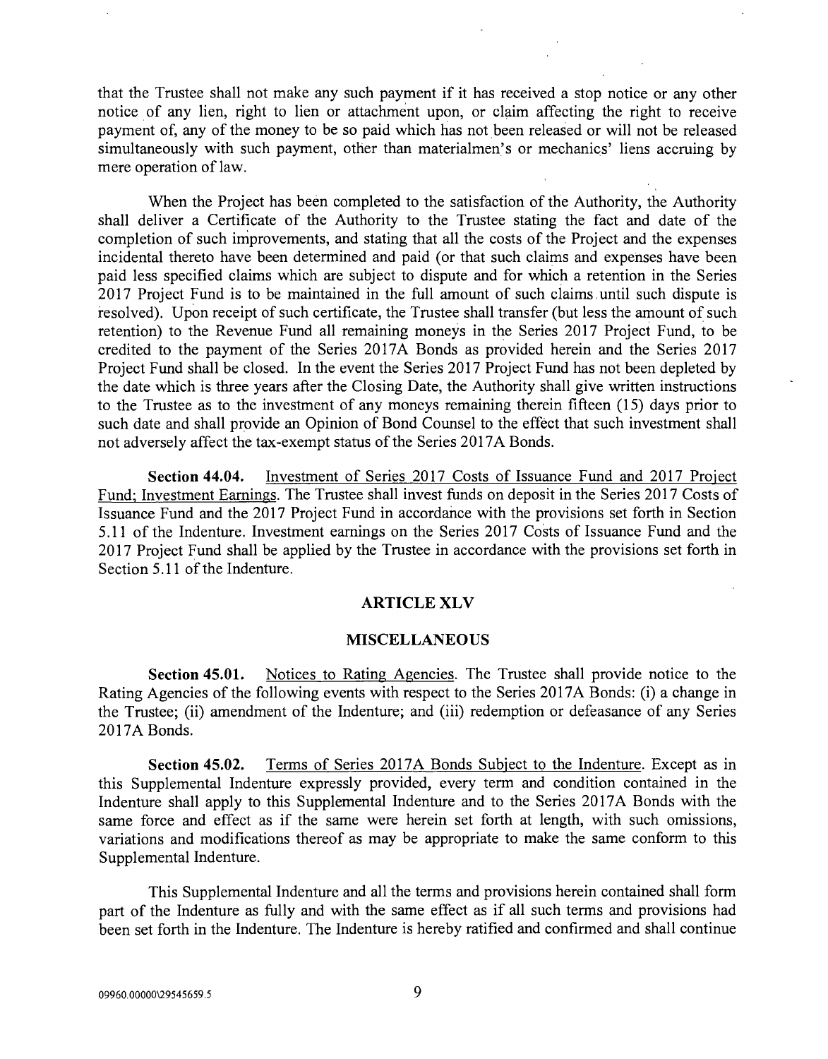that the Trustee shall not make any such payment if it has received a stop notice or any other notice of any lien, right to lien or attachment upon, or claim affecting the right to receive payment of, any of the money to be so paid which has not been released or will not be released simultaneously with such payment, other than materialmen's or mechanics' liens accruing by mere operation of law.

When the Project has been completed to the satisfaction of the Authority, the Authority shall deliver a Certificate of the Authority to the Trustee stating the fact and date of the completion of such improvements, and stating that all the costs of the Project and the expenses incidental thereto have been determined and paid (or that such claims and expenses have been paid less specified claims which are subject to dispute and for which a retention in the Series 2017 Project Fund is to be maintained in the full amount of such claims until such dispute is resolved). Upon receipt of such certificate, the Trustee shall transfer (but less the amount of such retention) to the Revenue Fund all remaining moneys in the Series 2017 Project Fund, to be credited to the payment of the Series 2017A Bonds as provided herein and the Series 2017 Project Fund shall be closed. In the event the Series 2017 Project Fund has not been depleted by the date which is three years after the Closing Date, the Authority shall give written instructions to the Trustee as to the investment of any moneys remaining therein fifteen (15) days prior to such date and shall provide an Opinion of Bond Counsel to the effect that such investment shall not adversely affect the tax-exempt status of the Series 2017A Bonds.

**Section 44.04.** Investment of Series 2017 Costs of Issuance Fund and 2017 Project Fund; Investment Earnings. The Trustee shall invest funds on deposit in the Series 2017 Costs of Issuance Fund and the 2017 Project Fund in accordance with the provisions set forth in Section 5.11 of the Indenture. Investment earnings on the Series 2017 Costs of Issuance Fund and the 2017 Project Fund shall be applied by the Trustee in accordance with the provisions set forth in Section 5.11 of the Indenture.

## ARTICLE XLV

## MISCELLANEOUS

**Section 45.01.** Notices to Rating Agencies. The Trustee shall provide notice to the Rating Agencies of the following events with respect to the Series 2017A Bonds: (i) a change in the Trustee; (ii) amendment of the Indenture; and (iii) redemption or defeasance of any Series 2017A Bonds.

**Section 45.02.** Terms of Series 2017A Bonds Subject to the Indenture. Except as in this Supplemental Indenture expressly provided, every term and condition contained in the Indenture shall apply to this Supplemental Indenture and to the Series 2017A Bonds with the same force and effect as if the same were herein set forth at length, with such omissions, variations and modifications thereof as may be appropriate to make the same conform to this Supplemental Indenture.

This Supplemental Indenture and all the terms and provisions herein contained shall form part of the Indenture as fully and with the same effect as if all such terms and provisions had been set forth in the Indenture. The Indenture is hereby ratified and confirmed and shall continue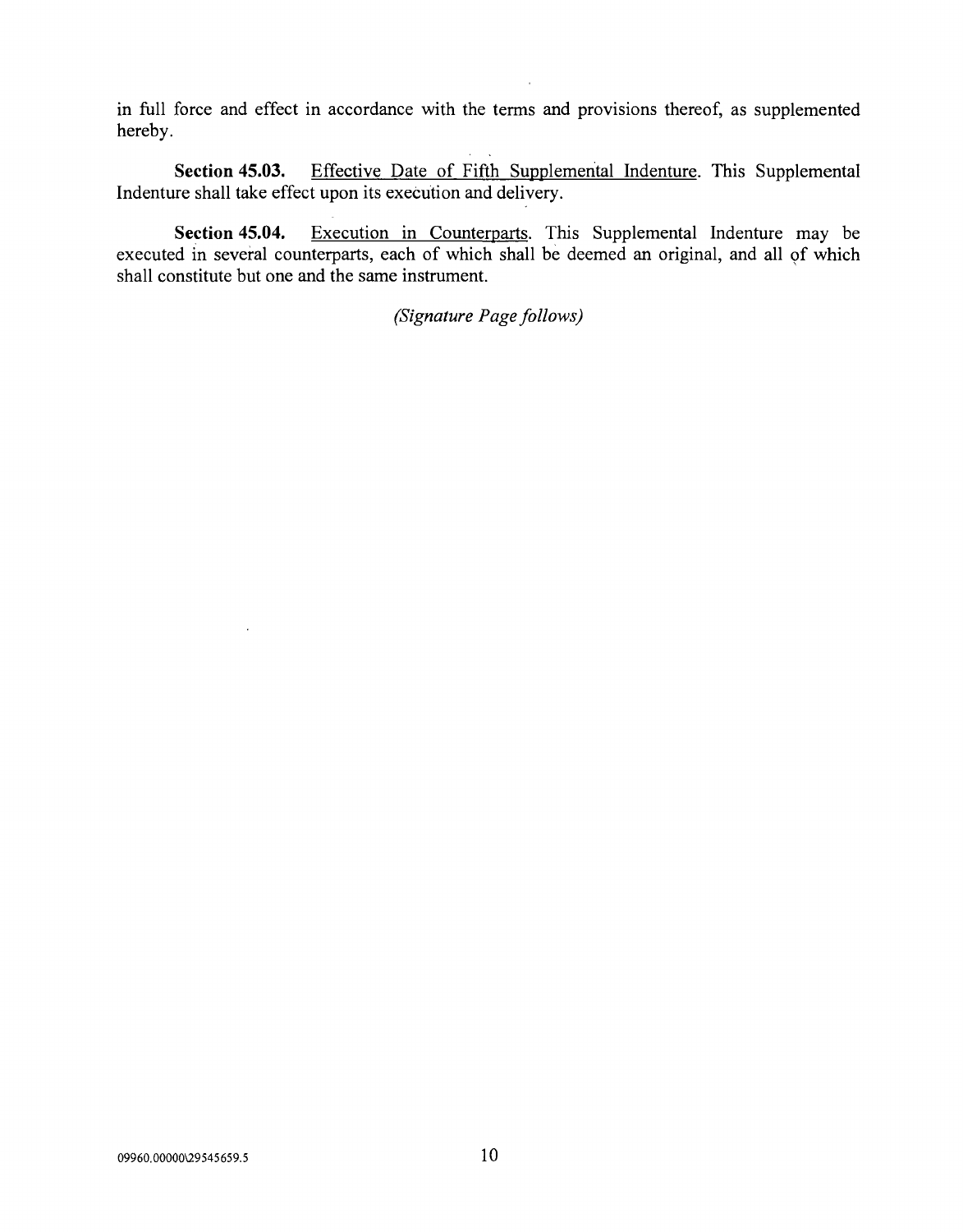in full force and effect in accordance with the terms and provisions thereof, as supplemented hereby.

**Section 45.03.** Effective Date of Fifth Supplemental Indenture. This Supplemental Indenture shall take effect upon its execution and delivery.

**Section 45.04.** Execution in Counterparts. This Supplemental Indenture may be executed in several counterparts, each of which shall be deemed an original, and all of which shall constitute but one and the same instrument.

*(Signature Page follows)*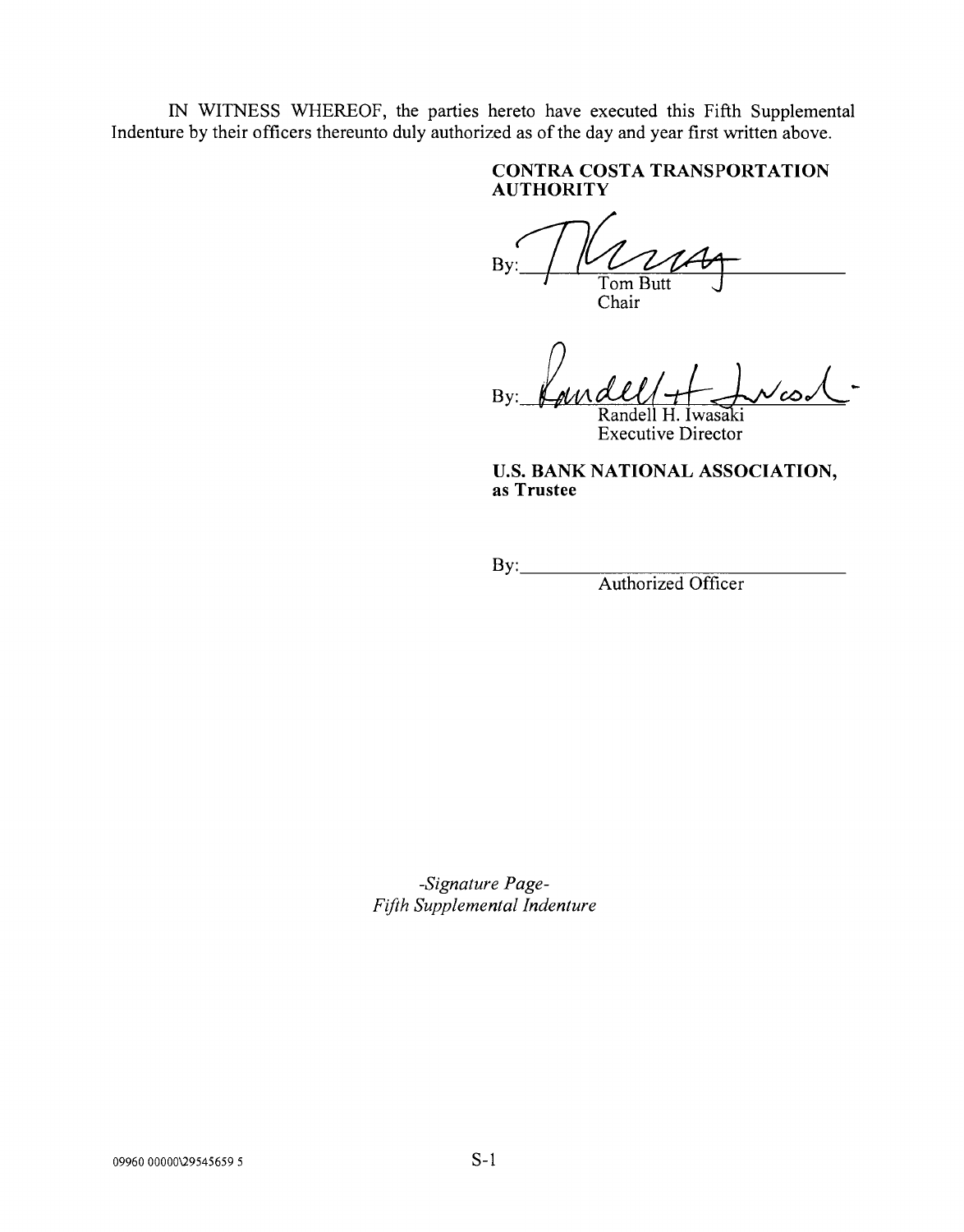IN WITNESS WHEREOF, the parties hereto have executed this Fifth Supplemental Indenture by their officers thereunto duly authorized as of the day and year first written above.

**CONTRA COSTA TRANSPORTATION AUTHORITY**

By: ______________________________
Tom Butt
Chair

By: ______________________________
Randell H. Iwasaki
Executive Director

**U.S. BANK NATIONAL ASSOCIATION, as Trustee**

By: ______________________________
Authorized Officer

*-Signature Page-*
*Fifth Supplemental Indenture*

09960 00000\29545659 5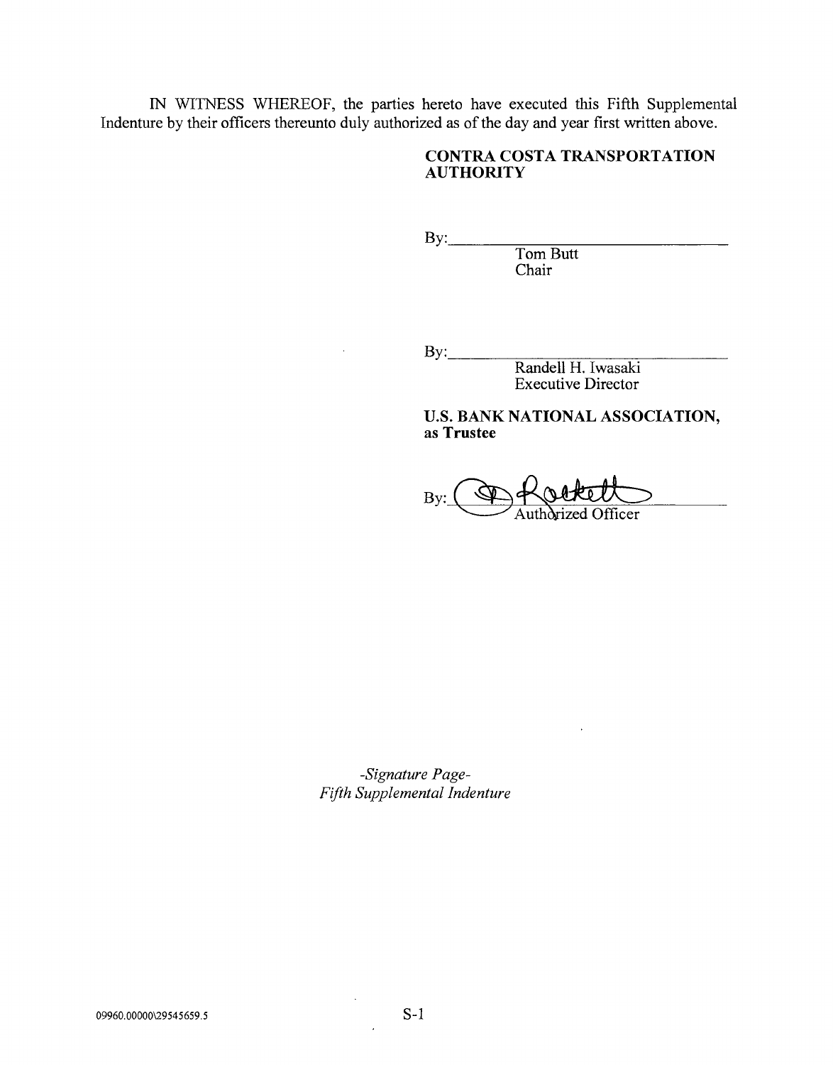IN WITNESS WHEREOF, the parties hereto have executed this Fifth Supplemental Indenture by their officers thereunto duly authorized as of the day and year first written above.

**CONTRA COSTA TRANSPORTATION AUTHORITY**

By:________________________________
Tom Butt
Chair

By:________________________________
Randell H. Iwasaki
Executive Director

**U.S. BANK NATIONAL ASSOCIATION, as Trustee**

By:________________________________
Authorized Officer

*-Signature Page-*
*Fifth Supplemental Indenture*

09960.00000\29545659.5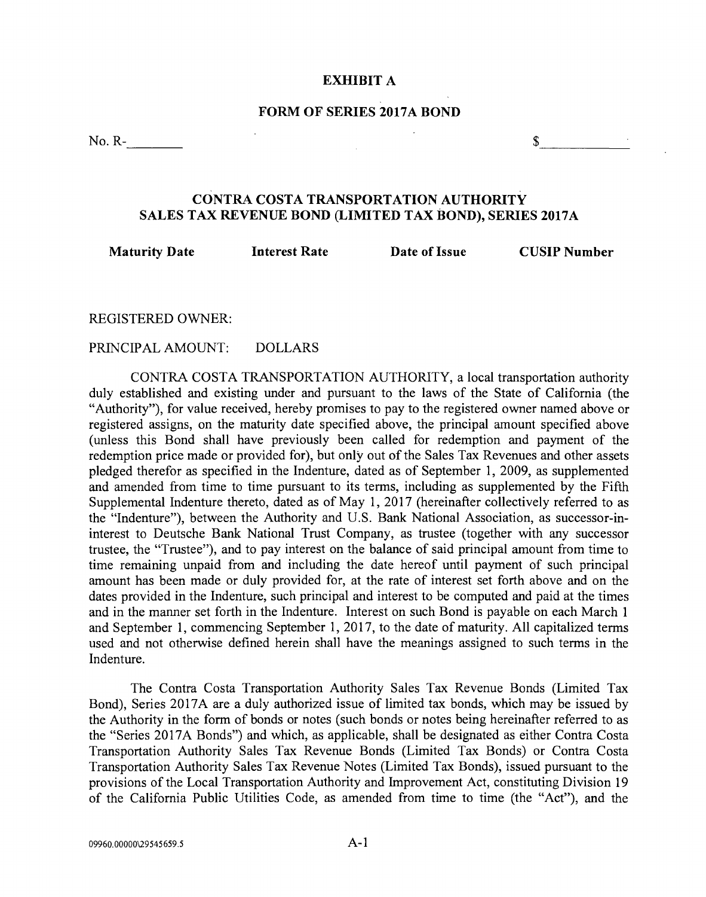## EXHIBIT A

## FORM OF SERIES 2017A BOND

No. R-________ $____________

### CONTRA COSTA TRANSPORTATION AUTHORITY SALES TAX REVENUE BOND (LIMITED TAX BOND), SERIES 2017A

| Maturity Date | Interest Rate | Date of Issue | CUSIP Number |
| --- | --- | --- | --- |
| | | | |

REGISTERED OWNER:

PRINCIPAL AMOUNT: DOLLARS

CONTRA COSTA TRANSPORTATION AUTHORITY, a local transportation authority duly established and existing under and pursuant to the laws of the State of California (the "Authority"), for value received, hereby promises to pay to the registered owner named above or registered assigns, on the maturity date specified above, the principal amount specified above (unless this Bond shall have previously been called for redemption and payment of the redemption price made or provided for), but only out of the Sales Tax Revenues and other assets pledged therefor as specified in the Indenture, dated as of September 1, 2009, as supplemented and amended from time to time pursuant to its terms, including as supplemented by the Fifth Supplemental Indenture thereto, dated as of May 1, 2017 (hereinafter collectively referred to as the "Indenture"), between the Authority and U.S. Bank National Association, as successor-in-interest to Deutsche Bank National Trust Company, as trustee (together with any successor trustee, the "Trustee"), and to pay interest on the balance of said principal amount from time to time remaining unpaid from and including the date hereof until payment of such principal amount has been made or duly provided for, at the rate of interest set forth above and on the dates provided in the Indenture, such principal and interest to be computed and paid at the times and in the manner set forth in the Indenture. Interest on such Bond is payable on each March 1 and September 1, commencing September 1, 2017, to the date of maturity. All capitalized terms used and not otherwise defined herein shall have the meanings assigned to such terms in the Indenture.

The Contra Costa Transportation Authority Sales Tax Revenue Bonds (Limited Tax Bond), Series 2017A are a duly authorized issue of limited tax bonds, which may be issued by the Authority in the form of bonds or notes (such bonds or notes being hereinafter referred to as the "Series 2017A Bonds") and which, as applicable, shall be designated as either Contra Costa Transportation Authority Sales Tax Revenue Bonds (Limited Tax Bonds) or Contra Costa Transportation Authority Sales Tax Revenue Notes (Limited Tax Bonds), issued pursuant to the provisions of the Local Transportation Authority and Improvement Act, constituting Division 19 of the California Public Utilities Code, as amended from time to time (the "Act"), and the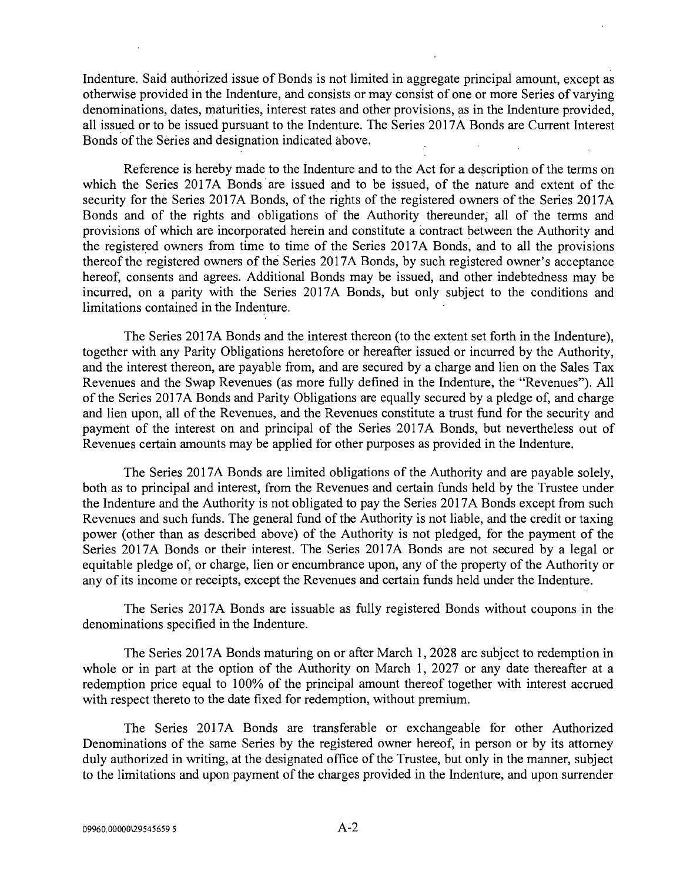Indenture. Said authorized issue of Bonds is not limited in aggregate principal amount, except as otherwise provided in the Indenture, and consists or may consist of one or more Series of varying denominations, dates, maturities, interest rates and other provisions, as in the Indenture provided, all issued or to be issued pursuant to the Indenture. The Series 2017A Bonds are Current Interest Bonds of the Series and designation indicated above.

Reference is hereby made to the Indenture and to the Act for a description of the terms on which the Series 2017A Bonds are issued and to be issued, of the nature and extent of the security for the Series 2017A Bonds, of the rights of the registered owners of the Series 2017A Bonds and of the rights and obligations of the Authority thereunder, all of the terms and provisions of which are incorporated herein and constitute a contract between the Authority and the registered owners from time to time of the Series 2017A Bonds, and to all the provisions thereof the registered owners of the Series 2017A Bonds, by such registered owner's acceptance hereof, consents and agrees. Additional Bonds may be issued, and other indebtedness may be incurred, on a parity with the Series 2017A Bonds, but only subject to the conditions and limitations contained in the Indenture.

The Series 2017A Bonds and the interest thereon (to the extent set forth in the Indenture), together with any Parity Obligations heretofore or hereafter issued or incurred by the Authority, and the interest thereon, are payable from, and are secured by a charge and lien on the Sales Tax Revenues and the Swap Revenues (as more fully defined in the Indenture, the "Revenues"). All of the Series 2017A Bonds and Parity Obligations are equally secured by a pledge of, and charge and lien upon, all of the Revenues, and the Revenues constitute a trust fund for the security and payment of the interest on and principal of the Series 2017A Bonds, but nevertheless out of Revenues certain amounts may be applied for other purposes as provided in the Indenture.

The Series 2017A Bonds are limited obligations of the Authority and are payable solely, both as to principal and interest, from the Revenues and certain funds held by the Trustee under the Indenture and the Authority is not obligated to pay the Series 2017A Bonds except from such Revenues and such funds. The general fund of the Authority is not liable, and the credit or taxing power (other than as described above) of the Authority is not pledged, for the payment of the Series 2017A Bonds or their interest. The Series 2017A Bonds are not secured by a legal or equitable pledge of, or charge, lien or encumbrance upon, any of the property of the Authority or any of its income or receipts, except the Revenues and certain funds held under the Indenture.

The Series 2017A Bonds are issuable as fully registered Bonds without coupons in the denominations specified in the Indenture.

The Series 2017A Bonds maturing on or after March 1, 2028 are subject to redemption in whole or in part at the option of the Authority on March 1, 2027 or any date thereafter at a redemption price equal to 100% of the principal amount thereof together with interest accrued with respect thereto to the date fixed for redemption, without premium.

The Series 2017A Bonds are transferable or exchangeable for other Authorized Denominations of the same Series by the registered owner hereof, in person or by its attorney duly authorized in writing, at the designated office of the Trustee, but only in the manner, subject to the limitations and upon payment of the charges provided in the Indenture, and upon surrender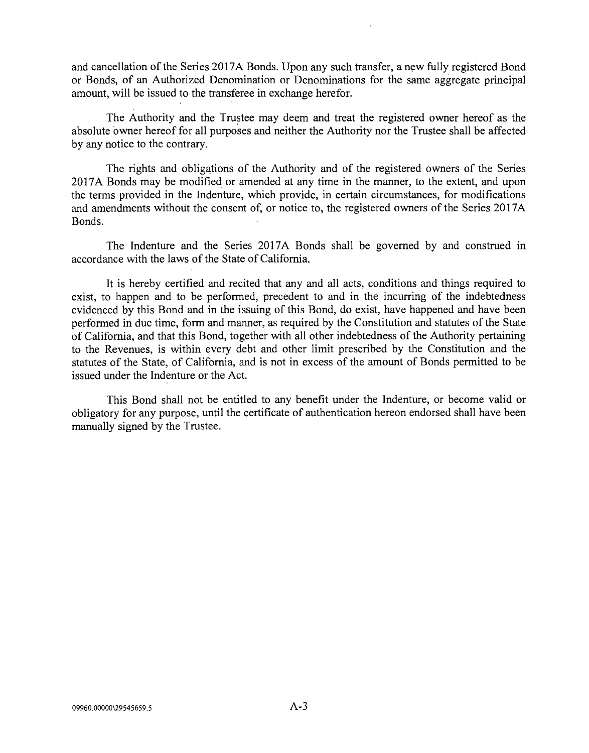and cancellation of the Series 2017A Bonds. Upon any such transfer, a new fully registered Bond or Bonds, of an Authorized Denomination or Denominations for the same aggregate principal amount, will be issued to the transferee in exchange herefor.

The Authority and the Trustee may deem and treat the registered owner hereof as the absolute owner hereof for all purposes and neither the Authority nor the Trustee shall be affected by any notice to the contrary.

The rights and obligations of the Authority and of the registered owners of the Series 2017A Bonds may be modified or amended at any time in the manner, to the extent, and upon the terms provided in the Indenture, which provide, in certain circumstances, for modifications and amendments without the consent of, or notice to, the registered owners of the Series 2017A Bonds.

The Indenture and the Series 2017A Bonds shall be governed by and construed in accordance with the laws of the State of California.

It is hereby certified and recited that any and all acts, conditions and things required to exist, to happen and to be performed, precedent to and in the incurring of the indebtedness evidenced by this Bond and in the issuing of this Bond, do exist, have happened and have been performed in due time, form and manner, as required by the Constitution and statutes of the State of California, and that this Bond, together with all other indebtedness of the Authority pertaining to the Revenues, is within every debt and other limit prescribed by the Constitution and the statutes of the State, of California, and is not in excess of the amount of Bonds permitted to be issued under the Indenture or the Act.

This Bond shall not be entitled to any benefit under the Indenture, or become valid or obligatory for any purpose, until the certificate of authentication hereon endorsed shall have been manually signed by the Trustee.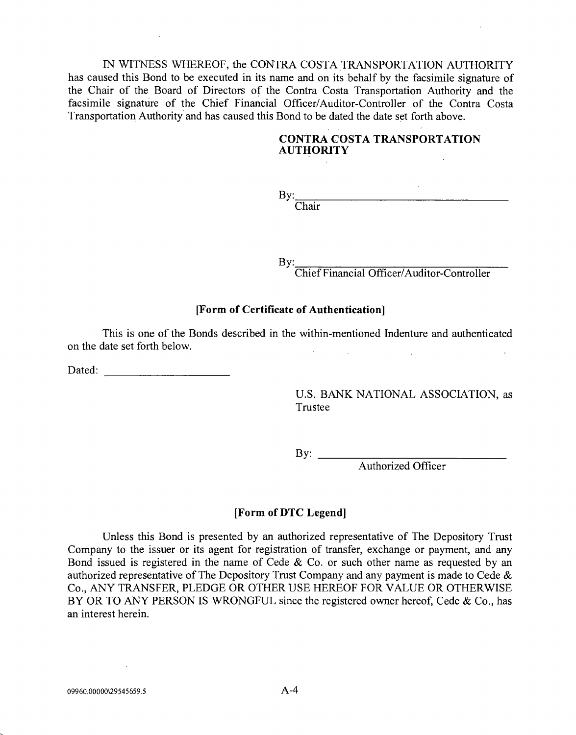IN WITNESS WHEREOF, the CONTRA COSTA TRANSPORTATION AUTHORITY has caused this Bond to be executed in its name and on its behalf by the facsimile signature of the Chair of the Board of Directors of the Contra Costa Transportation Authority and the facsimile signature of the Chief Financial Officer/Auditor-Controller of the Contra Costa Transportation Authority and has caused this Bond to be dated the date set forth above.

**CONTRA COSTA TRANSPORTATION AUTHORITY**

By:\_\_\_\_\_\_\_\_\_\_\_\_\_\_\_\_\_\_\_\_\_\_\_\_\_\_\_\_\_\_\_\_
Chair

By:\_\_\_\_\_\_\_\_\_\_\_\_\_\_\_\_\_\_\_\_\_\_\_\_\_\_\_\_\_\_\_\_
Chief Financial Officer/Auditor-Controller

**[Form of Certificate of Authentication]**

This is one of the Bonds described in the within-mentioned Indenture and authenticated on the date set forth below.

Dated: \_\_\_\_\_\_\_\_\_\_\_\_\_\_\_\_\_\_\_\_

U.S. BANK NATIONAL ASSOCIATION, as Trustee

By: \_\_\_\_\_\_\_\_\_\_\_\_\_\_\_\_\_\_\_\_\_\_\_\_\_\_\_\_\_\_\_\_
Authorized Officer

**[Form of DTC Legend]**

Unless this Bond is presented by an authorized representative of The Depository Trust Company to the issuer or its agent for registration of transfer, exchange or payment, and any Bond issued is registered in the name of Cede & Co. or such other name as requested by an authorized representative of The Depository Trust Company and any payment is made to Cede & Co., ANY TRANSFER, PLEDGE OR OTHER USE HEREOF FOR VALUE OR OTHERWISE BY OR TO ANY PERSON IS WRONGFUL since the registered owner hereof, Cede & Co., has an interest herein.

09960.00000\29545659.5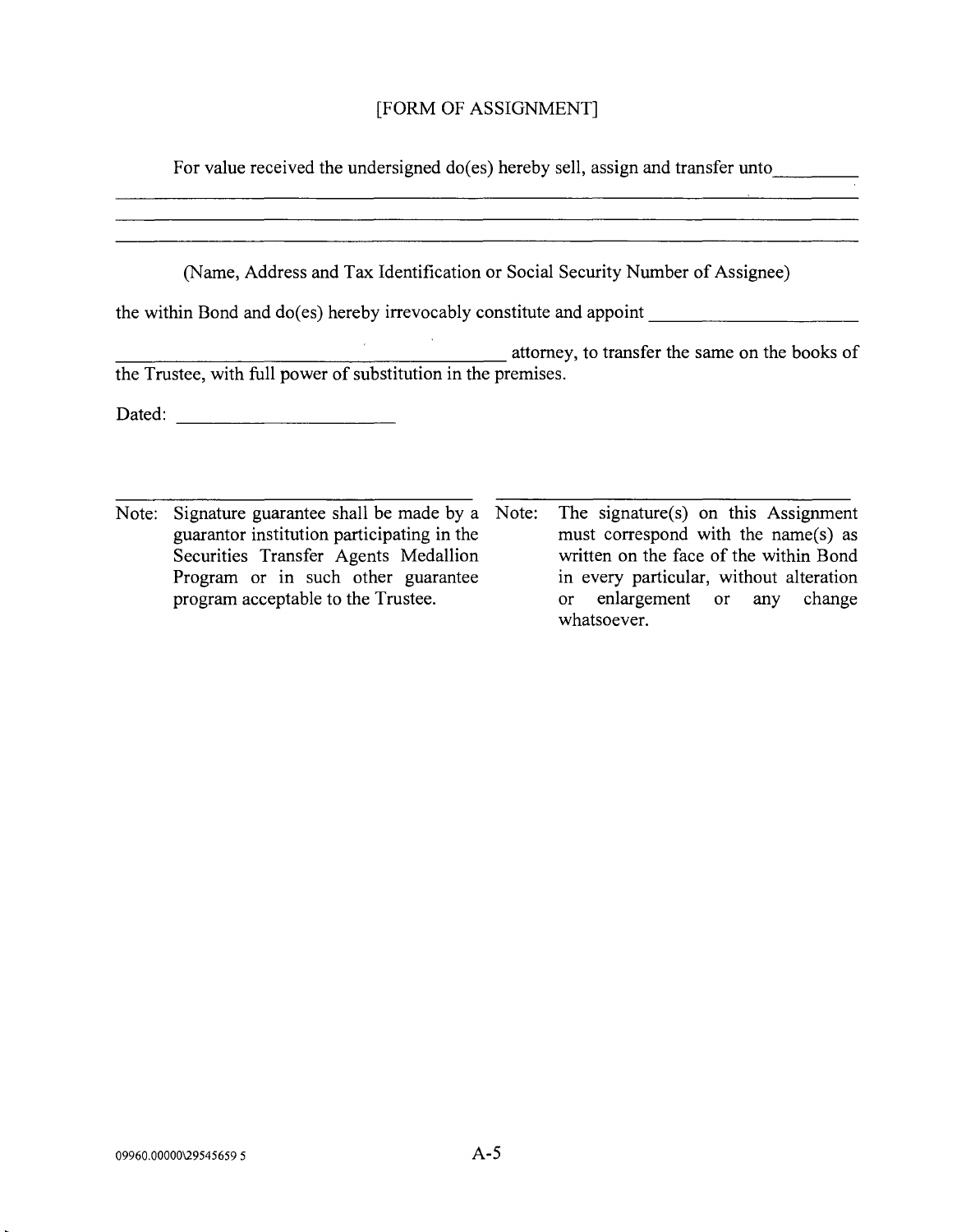[FORM OF ASSIGNMENT]

For value received the undersigned do(es) hereby sell, assign and transfer unto\_\_\_\_\_\_\_\_\_

\_\_\_\_\_\_\_\_\_\_\_\_\_\_\_\_\_\_\_\_\_\_\_\_\_\_\_\_\_\_\_\_\_\_\_\_\_\_\_\_\_\_\_\_\_\_\_\_\_\_\_\_\_\_\_\_\_\_\_\_\_\_\_\_\_\_\_\_\_\_

\_\_\_\_\_\_\_\_\_\_\_\_\_\_\_\_\_\_\_\_\_\_\_\_\_\_\_\_\_\_\_\_\_\_\_\_\_\_\_\_\_\_\_\_\_\_\_\_\_\_\_\_\_\_\_\_\_\_\_\_\_\_\_\_\_\_\_\_\_\_

\_\_\_\_\_\_\_\_\_\_\_\_\_\_\_\_\_\_\_\_\_\_\_\_\_\_\_\_\_\_\_\_\_\_\_\_\_\_\_\_\_\_\_\_\_\_\_\_\_\_\_\_\_\_\_\_\_\_\_\_\_\_\_\_\_\_\_\_\_\_

(Name, Address and Tax Identification or Social Security Number of Assignee)

the within Bond and do(es) hereby irrevocably constitute and appoint \_\_\_\_\_\_\_\_\_\_\_\_\_\_\_\_\_\_\_\_\_\_

\_\_\_\_\_\_\_\_\_\_\_\_\_\_\_\_\_\_\_\_\_\_\_\_\_\_\_\_\_\_\_\_\_\_\_\_\_\_\_\_ attorney, to transfer the same on the books of the Trustee, with full power of substitution in the premises.

Dated: \_\_\_\_\_\_\_\_\_\_\_\_\_\_\_\_\_\_\_\_\_\_\_

\_\_\_\_\_\_\_\_\_\_\_\_\_\_\_\_\_\_\_\_\_\_\_\_\_\_\_\_\_\_\_\_\_\_\_\_

Note: Signature guarantee shall be made by a guarantor institution participating in the Securities Transfer Agents Medallion Program or in such other guarantee program acceptable to the Trustee.

\_\_\_\_\_\_\_\_\_\_\_\_\_\_\_\_\_\_\_\_\_\_\_\_\_\_\_\_\_\_\_\_\_\_\_\_

Note: The signature(s) on this Assignment must correspond with the name(s) as written on the face of the within Bond in every particular, without alteration or enlargement or any change whatsoever.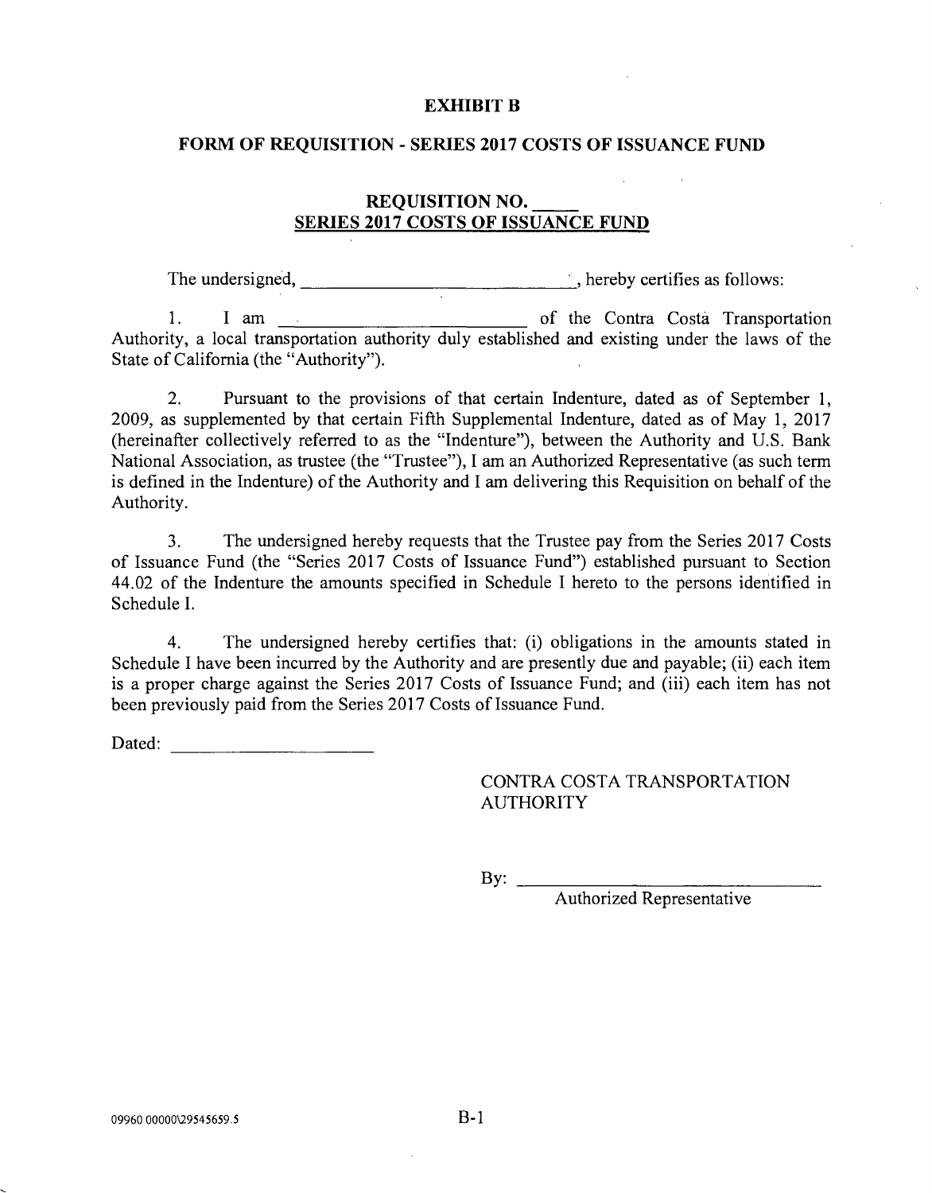# EXHIBIT B

## FORM OF REQUISITION - SERIES 2017 COSTS OF ISSUANCE FUND

### REQUISITION NO. \_\_\_\_\_ SERIES 2017 COSTS OF ISSUANCE FUND

The undersigned, \_\_\_\_\_\_\_\_\_\_\_\_\_\_\_\_\_\_\_\_\_\_\_\_\_\_\_\_\_\_, hereby certifies as follows:

1. I am \_\_\_\_\_\_\_\_\_\_\_\_\_\_\_\_\_\_\_\_\_\_\_\_\_\_ of the Contra Costa Transportation Authority, a local transportation authority duly established and existing under the laws of the State of California (the "Authority").

2. Pursuant to the provisions of that certain Indenture, dated as of September 1, 2009, as supplemented by that certain Fifth Supplemental Indenture, dated as of May 1, 2017 (hereinafter collectively referred to as the "Indenture"), between the Authority and U.S. Bank National Association, as trustee (the "Trustee"), I am an Authorized Representative (as such term is defined in the Indenture) of the Authority and I am delivering this Requisition on behalf of the Authority.

3. The undersigned hereby requests that the Trustee pay from the Series 2017 Costs of Issuance Fund (the "Series 2017 Costs of Issuance Fund") established pursuant to Section 44.02 of the Indenture the amounts specified in Schedule I hereto to the persons identified in Schedule I.

4. The undersigned hereby certifies that: (i) obligations in the amounts stated in Schedule I have been incurred by the Authority and are presently due and payable; (ii) each item is a proper charge against the Series 2017 Costs of Issuance Fund; and (iii) each item has not been previously paid from the Series 2017 Costs of Issuance Fund.

Dated: \_\_\_\_\_\_\_\_\_\_\_\_\_\_\_\_\_\_\_\_\_\_

CONTRA COSTA TRANSPORTATION AUTHORITY

By: \_\_\_\_\_\_\_\_\_\_\_\_\_\_\_\_\_\_\_\_\_\_\_\_\_\_\_\_\_\_\_\_\_\_\_\_
Authorized Representative

09960 00000\29545659.5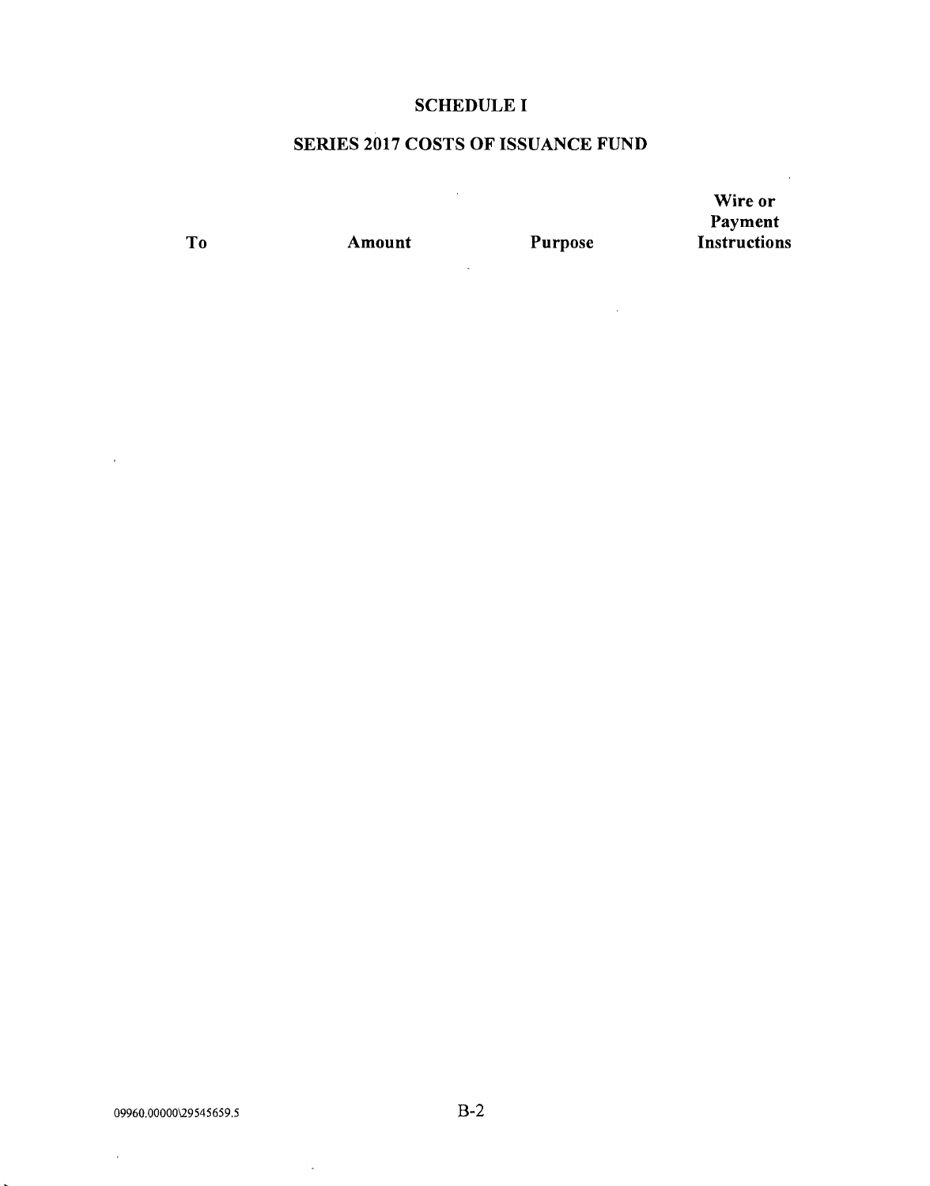# SCHEDULE I

## SERIES 2017 COSTS OF ISSUANCE FUND

| To | Amount | Purpose | Wire or Payment Instructions |
|---|---|---|---|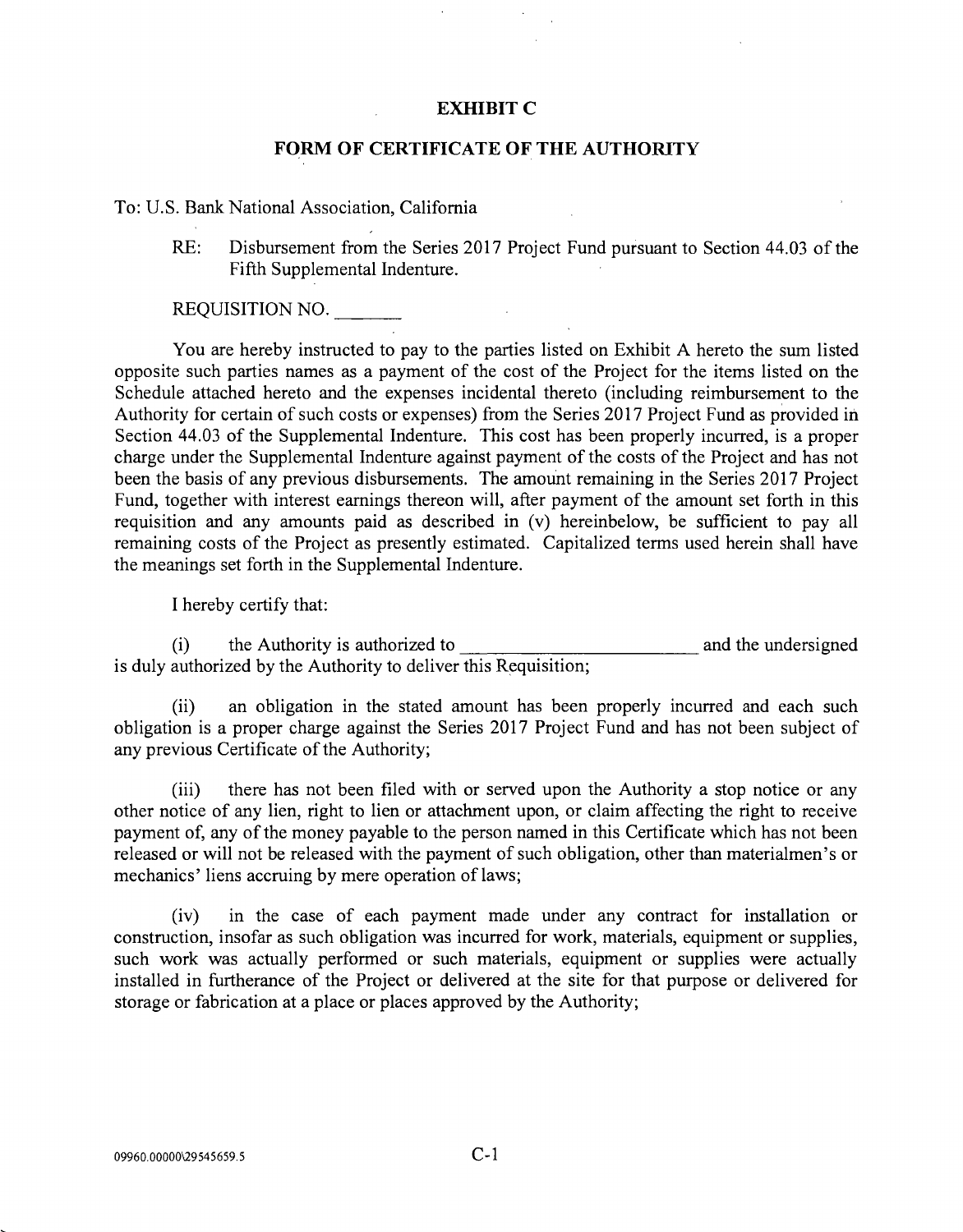## EXHIBIT C

## FORM OF CERTIFICATE OF THE AUTHORITY

To: U.S. Bank National Association, California

RE: Disbursement from the Series 2017 Project Fund pursuant to Section 44.03 of the Fifth Supplemental Indenture.

REQUISITION NO. _______

You are hereby instructed to pay to the parties listed on Exhibit A hereto the sum listed opposite such parties names as a payment of the cost of the Project for the items listed on the Schedule attached hereto and the expenses incidental thereto (including reimbursement to the Authority for certain of such costs or expenses) from the Series 2017 Project Fund as provided in Section 44.03 of the Supplemental Indenture. This cost has been properly incurred, is a proper charge under the Supplemental Indenture against payment of the costs of the Project and has not been the basis of any previous disbursements. The amount remaining in the Series 2017 Project Fund, together with interest earnings thereon will, after payment of the amount set forth in this requisition and any amounts paid as described in (v) hereinbelow, be sufficient to pay all remaining costs of the Project as presently estimated. Capitalized terms used herein shall have the meanings set forth in the Supplemental Indenture.

I hereby certify that:

(i) the Authority is authorized to ________________________ and the undersigned is duly authorized by the Authority to deliver this Requisition;

(ii) an obligation in the stated amount has been properly incurred and each such obligation is a proper charge against the Series 2017 Project Fund and has not been subject of any previous Certificate of the Authority;

(iii) there has not been filed with or served upon the Authority a stop notice or any other notice of any lien, right to lien or attachment upon, or claim affecting the right to receive payment of, any of the money payable to the person named in this Certificate which has not been released or will not be released with the payment of such obligation, other than materialmen's or mechanics' liens accruing by mere operation of laws;

(iv) in the case of each payment made under any contract for installation or construction, insofar as such obligation was incurred for work, materials, equipment or supplies, such work was actually performed or such materials, equipment or supplies were actually installed in furtherance of the Project or delivered at the site for that purpose or delivered for storage or fabrication at a place or places approved by the Authority;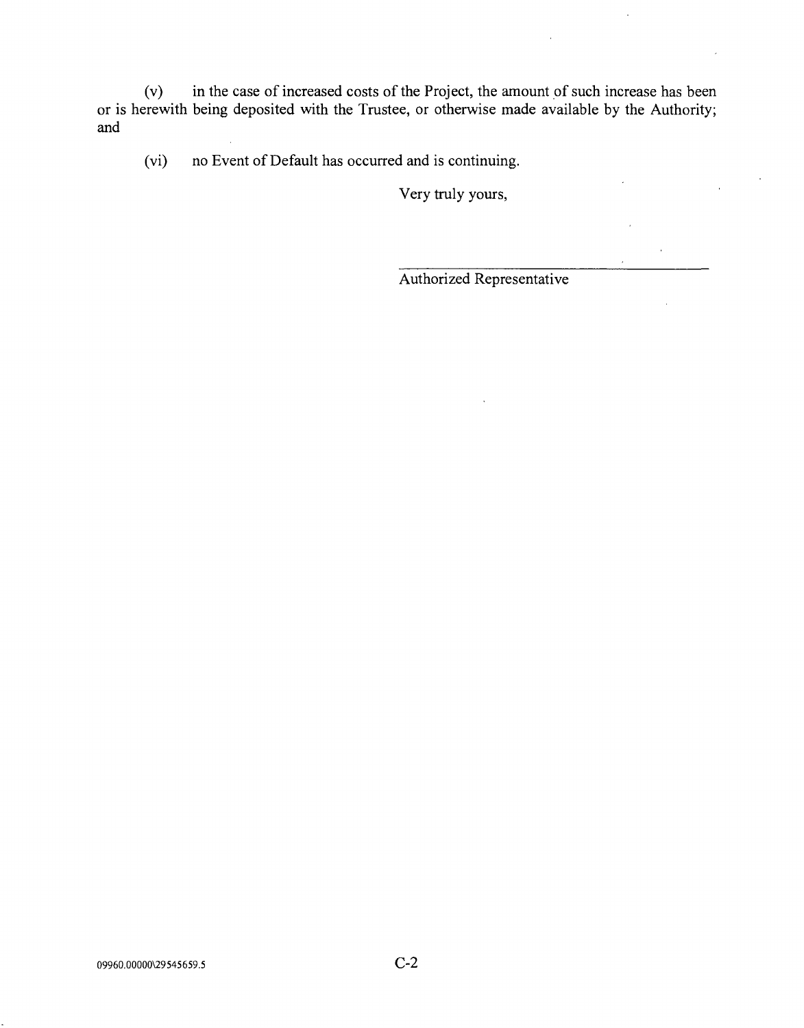(v) in the case of increased costs of the Project, the amount of such increase has been or is herewith being deposited with the Trustee, or otherwise made available by the Authority; and

(vi) no Event of Default has occurred and is continuing.

Very truly yours,

______________________________

Authorized Representative

09960.00000\29545659.5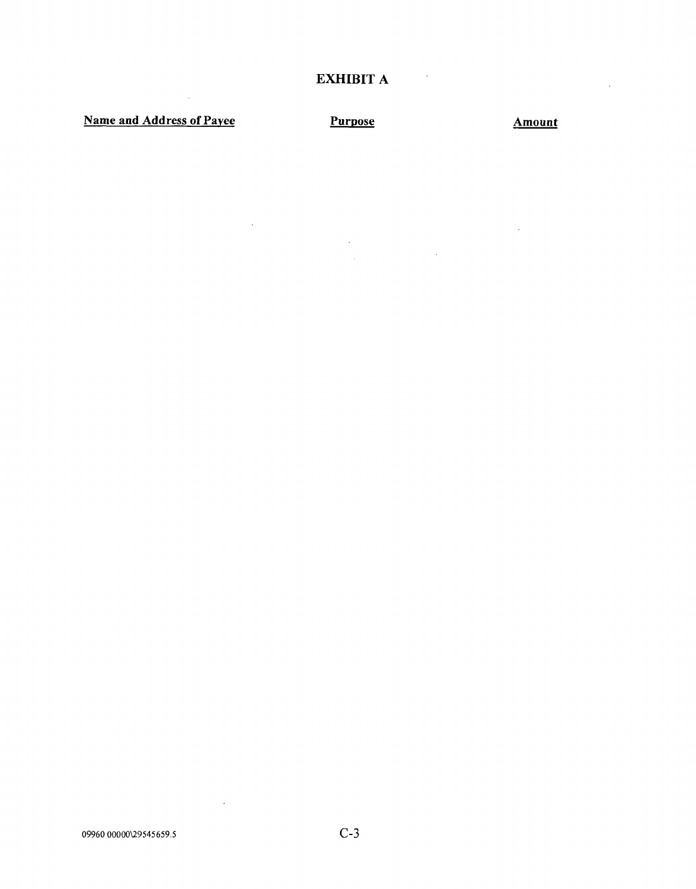# EXHIBIT A

| Name and Address of Payee | Purpose | Amount |
|---|---|---|